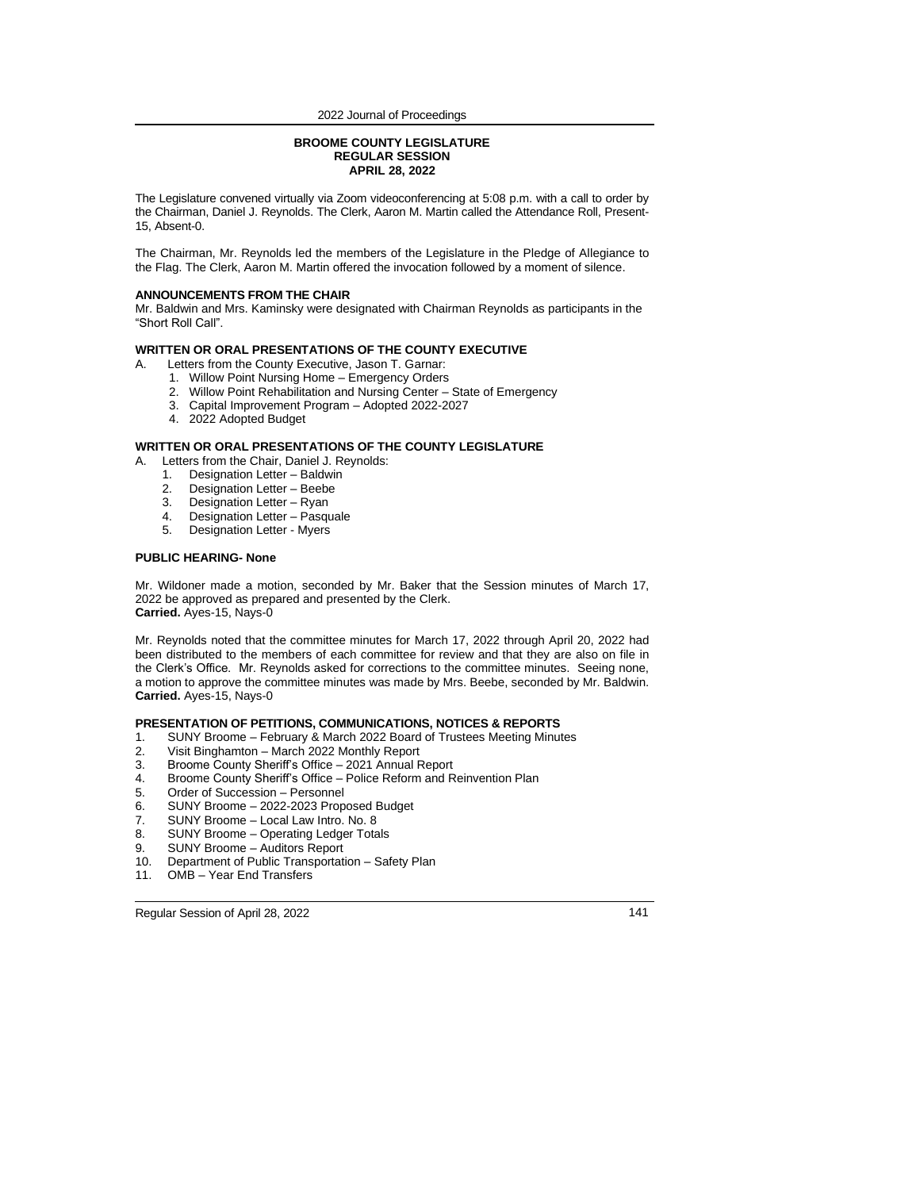**BROOME COUNTY LEGISLATURE**
**REGULAR SESSION**
**APRIL 28, 2022**

The Legislature convened virtually via Zoom videoconferencing at 5:08 p.m. with a call to order by the Chairman, Daniel J. Reynolds. The Clerk, Aaron M. Martin called the Attendance Roll, Present-15, Absent-0.

The Chairman, Mr. Reynolds led the members of the Legislature in the Pledge of Allegiance to the Flag. The Clerk, Aaron M. Martin offered the invocation followed by a moment of silence.

**ANNOUNCEMENTS FROM THE CHAIR**
Mr. Baldwin and Mrs. Kaminsky were designated with Chairman Reynolds as participants in the "Short Roll Call".

**WRITTEN OR ORAL PRESENTATIONS OF THE COUNTY EXECUTIVE**

A. Letters from the County Executive, Jason T. Garnar:
   1. Willow Point Nursing Home – Emergency Orders
   2. Willow Point Rehabilitation and Nursing Center – State of Emergency
   3. Capital Improvement Program – Adopted 2022-2027
   4. 2022 Adopted Budget

**WRITTEN OR ORAL PRESENTATIONS OF THE COUNTY LEGISLATURE**

A. Letters from the Chair, Daniel J. Reynolds:
   1. Designation Letter – Baldwin
   2. Designation Letter – Beebe
   3. Designation Letter – Ryan
   4. Designation Letter – Pasquale
   5. Designation Letter - Myers

**PUBLIC HEARING- None**

Mr. Wildoner made a motion, seconded by Mr. Baker that the Session minutes of March 17, 2022 be approved as prepared and presented by the Clerk.
**Carried.** Ayes-15, Nays-0

Mr. Reynolds noted that the committee minutes for March 17, 2022 through April 20, 2022 had been distributed to the members of each committee for review and that they are also on file in the Clerk's Office. Mr. Reynolds asked for corrections to the committee minutes. Seeing none, a motion to approve the committee minutes was made by Mrs. Beebe, seconded by Mr. Baldwin.
**Carried.** Ayes-15, Nays-0

**PRESENTATION OF PETITIONS, COMMUNICATIONS, NOTICES & REPORTS**

1. SUNY Broome – February & March 2022 Board of Trustees Meeting Minutes
2. Visit Binghamton – March 2022 Monthly Report
3. Broome County Sheriff's Office – 2021 Annual Report
4. Broome County Sheriff's Office – Police Reform and Reinvention Plan
5. Order of Succession – Personnel
6. SUNY Broome – 2022-2023 Proposed Budget
7. SUNY Broome – Local Law Intro. No. 8
8. SUNY Broome – Operating Ledger Totals
9. SUNY Broome – Auditors Report
10. Department of Public Transportation – Safety Plan
11. OMB – Year End Transfers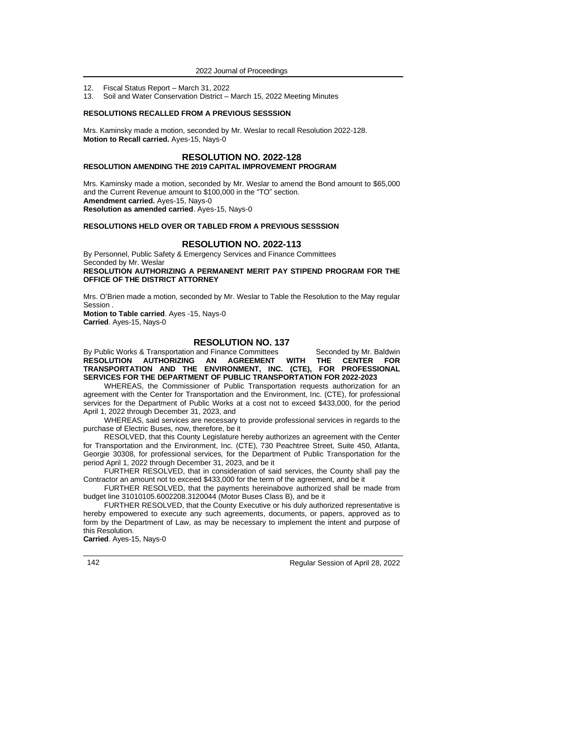12. Fiscal Status Report – March 31, 2022
13. Soil and Water Conservation District – March 15, 2022 Meeting Minutes

**RESOLUTIONS RECALLED FROM A PREVIOUS SESSSION**

Mrs. Kaminsky made a motion, seconded by Mr. Weslar to recall Resolution 2022-128.
**Motion to Recall carried.** Ayes-15, Nays-0

## RESOLUTION NO. 2022-128

**RESOLUTION AMENDING THE 2019 CAPITAL IMPROVEMENT PROGRAM**

Mrs. Kaminsky made a motion, seconded by Mr. Weslar to amend the Bond amount to $65,000 and the Current Revenue amount to $100,000 in the "TO" section.
**Amendment carried.** Ayes-15, Nays-0
**Resolution as amended carried**. Ayes-15, Nays-0

**RESOLUTIONS HELD OVER OR TABLED FROM A PREVIOUS SESSSION**

## RESOLUTION NO. 2022-113

By Personnel, Public Safety & Emergency Services and Finance Committees
Seconded by Mr. Weslar
**RESOLUTION AUTHORIZING A PERMANENT MERIT PAY STIPEND PROGRAM FOR THE OFFICE OF THE DISTRICT ATTORNEY**

Mrs. O'Brien made a motion, seconded by Mr. Weslar to Table the Resolution to the May regular Session .
**Motion to Table carried**. Ayes -15, Nays-0
**Carried**. Ayes-15, Nays-0

## RESOLUTION NO. 137

By Public Works & Transportation and Finance Committees Seconded by Mr. Baldwin
**RESOLUTION AUTHORIZING AN AGREEMENT WITH THE CENTER FOR TRANSPORTATION AND THE ENVIRONMENT, INC. (CTE), FOR PROFESSIONAL SERVICES FOR THE DEPARTMENT OF PUBLIC TRANSPORTATION FOR 2022-2023**

WHEREAS, the Commissioner of Public Transportation requests authorization for an agreement with the Center for Transportation and the Environment, Inc. (CTE), for professional services for the Department of Public Works at a cost not to exceed $433,000, for the period April 1, 2022 through December 31, 2023, and

WHEREAS, said services are necessary to provide professional services in regards to the purchase of Electric Buses, now, therefore, be it

RESOLVED, that this County Legislature hereby authorizes an agreement with the Center for Transportation and the Environment, Inc. (CTE), 730 Peachtree Street, Suite 450, Atlanta, Georgie 30308, for professional services, for the Department of Public Transportation for the period April 1, 2022 through December 31, 2023, and be it

FURTHER RESOLVED, that in consideration of said services, the County shall pay the Contractor an amount not to exceed $433,000 for the term of the agreement, and be it

FURTHER RESOLVED, that the payments hereinabove authorized shall be made from budget line 31010105.6002208.3120044 (Motor Buses Class B), and be it

FURTHER RESOLVED, that the County Executive or his duly authorized representative is hereby empowered to execute any such agreements, documents, or papers, approved as to form by the Department of Law, as may be necessary to implement the intent and purpose of this Resolution.
**Carried**. Ayes-15, Nays-0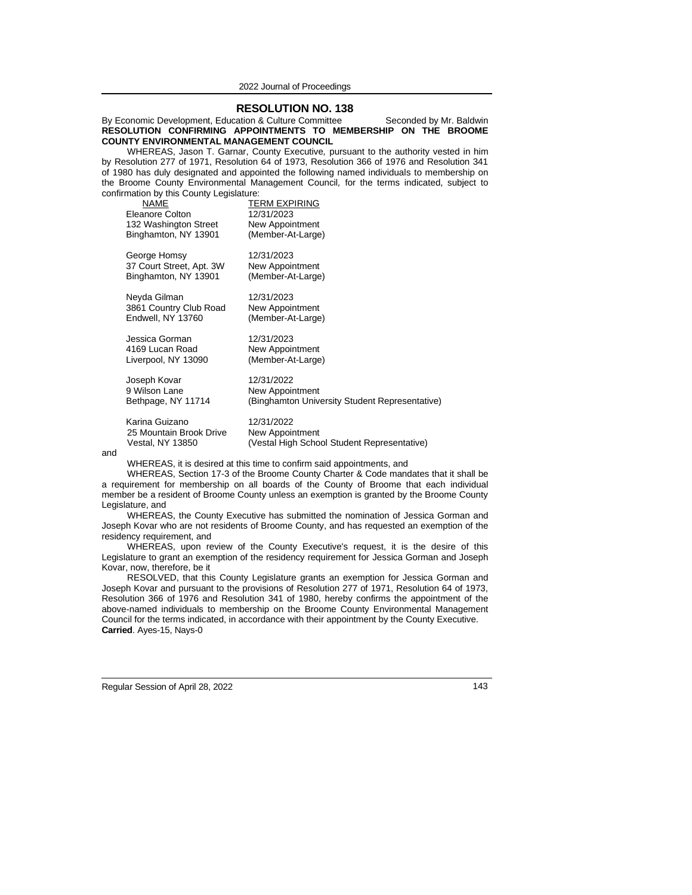## RESOLUTION NO. 138

By Economic Development, Education & Culture Committee Seconded by Mr. Baldwin

**RESOLUTION CONFIRMING APPOINTMENTS TO MEMBERSHIP ON THE BROOME COUNTY ENVIRONMENTAL MANAGEMENT COUNCIL**

WHEREAS, Jason T. Garnar, County Executive, pursuant to the authority vested in him by Resolution 277 of 1971, Resolution 64 of 1973, Resolution 366 of 1976 and Resolution 341 of 1980 has duly designated and appointed the following named individuals to membership on the Broome County Environmental Management Council, for the terms indicated, subject to confirmation by this County Legislature:

| NAME | TERM EXPIRING |
|---|---|
| Eleanore Colton<br>132 Washington Street<br>Binghamton, NY 13901 | 12/31/2023<br>New Appointment<br>(Member-At-Large) |
| George Homsy<br>37 Court Street, Apt. 3W<br>Binghamton, NY 13901 | 12/31/2023<br>New Appointment<br>(Member-At-Large) |
| Neyda Gilman<br>3861 Country Club Road<br>Endwell, NY 13760 | 12/31/2023<br>New Appointment<br>(Member-At-Large) |
| Jessica Gorman<br>4169 Lucan Road<br>Liverpool, NY 13090 | 12/31/2023<br>New Appointment<br>(Member-At-Large) |
| Joseph Kovar<br>9 Wilson Lane<br>Bethpage, NY 11714 | 12/31/2022<br>New Appointment<br>(Binghamton University Student Representative) |
| Karina Guizano<br>25 Mountain Brook Drive<br>Vestal, NY 13850 | 12/31/2022<br>New Appointment<br>(Vestal High School Student Representative) |

and

WHEREAS, it is desired at this time to confirm said appointments, and

WHEREAS, Section 17-3 of the Broome County Charter & Code mandates that it shall be a requirement for membership on all boards of the County of Broome that each individual member be a resident of Broome County unless an exemption is granted by the Broome County Legislature, and

WHEREAS, the County Executive has submitted the nomination of Jessica Gorman and Joseph Kovar who are not residents of Broome County, and has requested an exemption of the residency requirement, and

WHEREAS, upon review of the County Executive's request, it is the desire of this Legislature to grant an exemption of the residency requirement for Jessica Gorman and Joseph Kovar, now, therefore, be it

RESOLVED, that this County Legislature grants an exemption for Jessica Gorman and Joseph Kovar and pursuant to the provisions of Resolution 277 of 1971, Resolution 64 of 1973, Resolution 366 of 1976 and Resolution 341 of 1980, hereby confirms the appointment of the above-named individuals to membership on the Broome County Environmental Management Council for the terms indicated, in accordance with their appointment by the County Executive.

**Carried**. Ayes-15, Nays-0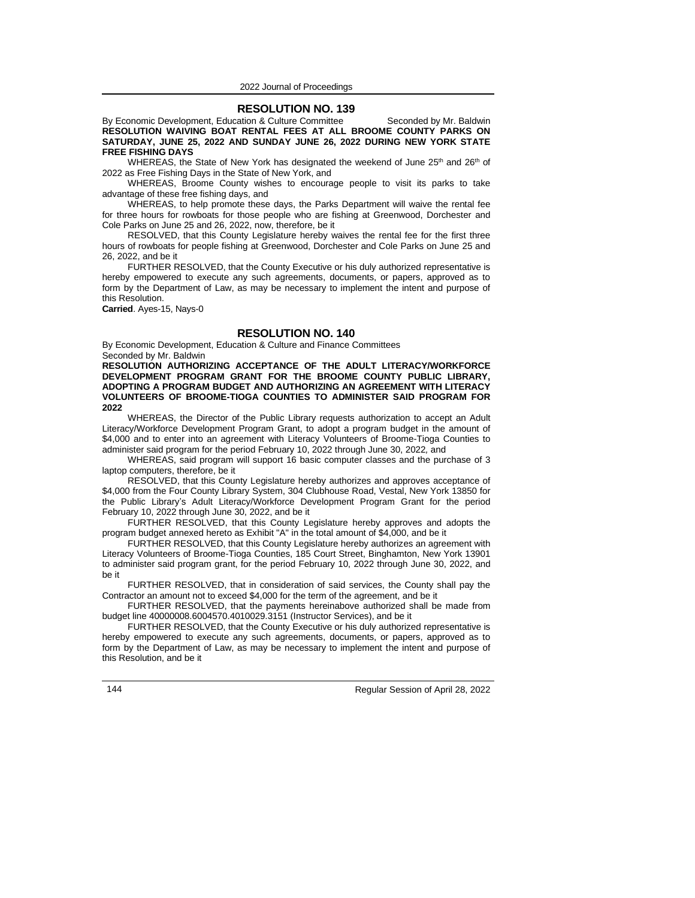## RESOLUTION NO. 139

By Economic Development, Education & Culture Committee Seconded by Mr. Baldwin

**RESOLUTION WAIVING BOAT RENTAL FEES AT ALL BROOME COUNTY PARKS ON SATURDAY, JUNE 25, 2022 AND SUNDAY JUNE 26, 2022 DURING NEW YORK STATE FREE FISHING DAYS**

WHEREAS, the State of New York has designated the weekend of June 25th and 26th of 2022 as Free Fishing Days in the State of New York, and

WHEREAS, Broome County wishes to encourage people to visit its parks to take advantage of these free fishing days, and

WHEREAS, to help promote these days, the Parks Department will waive the rental fee for three hours for rowboats for those people who are fishing at Greenwood, Dorchester and Cole Parks on June 25 and 26, 2022, now, therefore, be it

RESOLVED, that this County Legislature hereby waives the rental fee for the first three hours of rowboats for people fishing at Greenwood, Dorchester and Cole Parks on June 25 and 26, 2022, and be it

FURTHER RESOLVED, that the County Executive or his duly authorized representative is hereby empowered to execute any such agreements, documents, or papers, approved as to form by the Department of Law, as may be necessary to implement the intent and purpose of this Resolution.

**Carried**. Ayes-15, Nays-0

## RESOLUTION NO. 140

By Economic Development, Education & Culture and Finance Committees
Seconded by Mr. Baldwin

**RESOLUTION AUTHORIZING ACCEPTANCE OF THE ADULT LITERACY/WORKFORCE DEVELOPMENT PROGRAM GRANT FOR THE BROOME COUNTY PUBLIC LIBRARY, ADOPTING A PROGRAM BUDGET AND AUTHORIZING AN AGREEMENT WITH LITERACY VOLUNTEERS OF BROOME-TIOGA COUNTIES TO ADMINISTER SAID PROGRAM FOR 2022**

WHEREAS, the Director of the Public Library requests authorization to accept an Adult Literacy/Workforce Development Program Grant, to adopt a program budget in the amount of $4,000 and to enter into an agreement with Literacy Volunteers of Broome-Tioga Counties to administer said program for the period February 10, 2022 through June 30, 2022, and

WHEREAS, said program will support 16 basic computer classes and the purchase of 3 laptop computers, therefore, be it

RESOLVED, that this County Legislature hereby authorizes and approves acceptance of $4,000 from the Four County Library System, 304 Clubhouse Road, Vestal, New York 13850 for the Public Library's Adult Literacy/Workforce Development Program Grant for the period February 10, 2022 through June 30, 2022, and be it

FURTHER RESOLVED, that this County Legislature hereby approves and adopts the program budget annexed hereto as Exhibit "A" in the total amount of $4,000, and be it

FURTHER RESOLVED, that this County Legislature hereby authorizes an agreement with Literacy Volunteers of Broome-Tioga Counties, 185 Court Street, Binghamton, New York 13901 to administer said program grant, for the period February 10, 2022 through June 30, 2022, and be it

FURTHER RESOLVED, that in consideration of said services, the County shall pay the Contractor an amount not to exceed $4,000 for the term of the agreement, and be it

FURTHER RESOLVED, that the payments hereinabove authorized shall be made from budget line 40000008.6004570.4010029.3151 (Instructor Services), and be it

FURTHER RESOLVED, that the County Executive or his duly authorized representative is hereby empowered to execute any such agreements, documents, or papers, approved as to form by the Department of Law, as may be necessary to implement the intent and purpose of this Resolution, and be it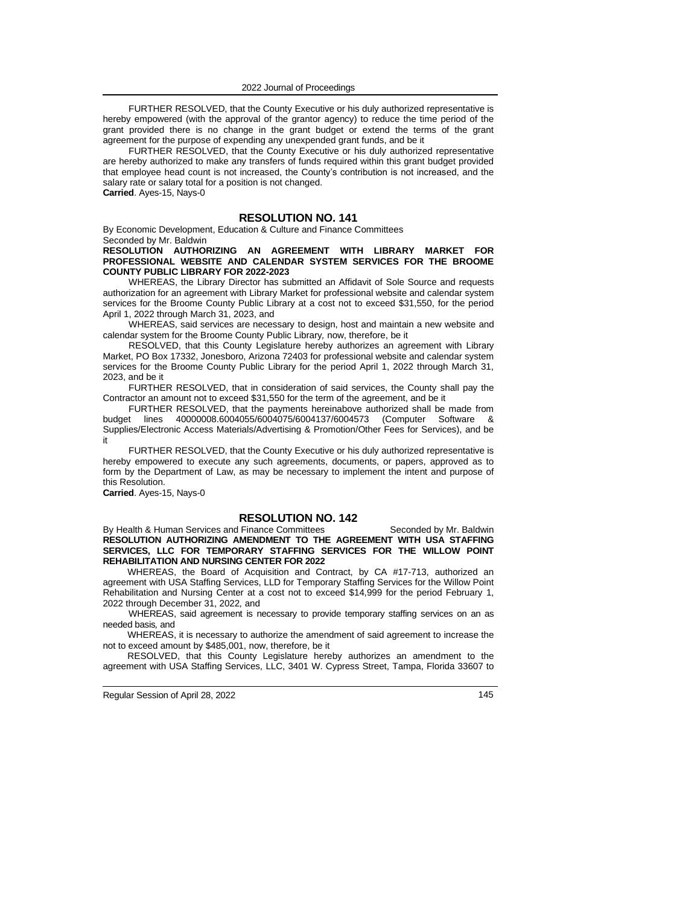FURTHER RESOLVED, that the County Executive or his duly authorized representative is hereby empowered (with the approval of the grantor agency) to reduce the time period of the grant provided there is no change in the grant budget or extend the terms of the grant agreement for the purpose of expending any unexpended grant funds, and be it

FURTHER RESOLVED, that the County Executive or his duly authorized representative are hereby authorized to make any transfers of funds required within this grant budget provided that employee head count is not increased, the County's contribution is not increased, and the salary rate or salary total for a position is not changed.

**Carried**. Ayes-15, Nays-0

## RESOLUTION NO. 141

By Economic Development, Education & Culture and Finance Committees
Seconded by Mr. Baldwin

**RESOLUTION AUTHORIZING AN AGREEMENT WITH LIBRARY MARKET FOR PROFESSIONAL WEBSITE AND CALENDAR SYSTEM SERVICES FOR THE BROOME COUNTY PUBLIC LIBRARY FOR 2022-2023**

WHEREAS, the Library Director has submitted an Affidavit of Sole Source and requests authorization for an agreement with Library Market for professional website and calendar system services for the Broome County Public Library at a cost not to exceed $31,550, for the period April 1, 2022 through March 31, 2023, and

WHEREAS, said services are necessary to design, host and maintain a new website and calendar system for the Broome County Public Library, now, therefore, be it

RESOLVED, that this County Legislature hereby authorizes an agreement with Library Market, PO Box 17332, Jonesboro, Arizona 72403 for professional website and calendar system services for the Broome County Public Library for the period April 1, 2022 through March 31, 2023, and be it

FURTHER RESOLVED, that in consideration of said services, the County shall pay the Contractor an amount not to exceed $31,550 for the term of the agreement, and be it

FURTHER RESOLVED, that the payments hereinabove authorized shall be made from budget lines 40000008.6004055/6004075/6004137/6004573 (Computer Software & Supplies/Electronic Access Materials/Advertising & Promotion/Other Fees for Services), and be it

FURTHER RESOLVED, that the County Executive or his duly authorized representative is hereby empowered to execute any such agreements, documents, or papers, approved as to form by the Department of Law, as may be necessary to implement the intent and purpose of this Resolution.

**Carried**. Ayes-15, Nays-0

## RESOLUTION NO. 142

By Health & Human Services and Finance Committees Seconded by Mr. Baldwin

**RESOLUTION AUTHORIZING AMENDMENT TO THE AGREEMENT WITH USA STAFFING SERVICES, LLC FOR TEMPORARY STAFFING SERVICES FOR THE WILLOW POINT REHABILITATION AND NURSING CENTER FOR 2022**

WHEREAS, the Board of Acquisition and Contract, by CA #17-713, authorized an agreement with USA Staffing Services, LLD for Temporary Staffing Services for the Willow Point Rehabilitation and Nursing Center at a cost not to exceed $14,999 for the period February 1, 2022 through December 31, 2022, and

WHEREAS, said agreement is necessary to provide temporary staffing services on an as needed basis, and

WHEREAS, it is necessary to authorize the amendment of said agreement to increase the not to exceed amount by $485,001, now, therefore, be it

RESOLVED, that this County Legislature hereby authorizes an amendment to the agreement with USA Staffing Services, LLC, 3401 W. Cypress Street, Tampa, Florida 33607 to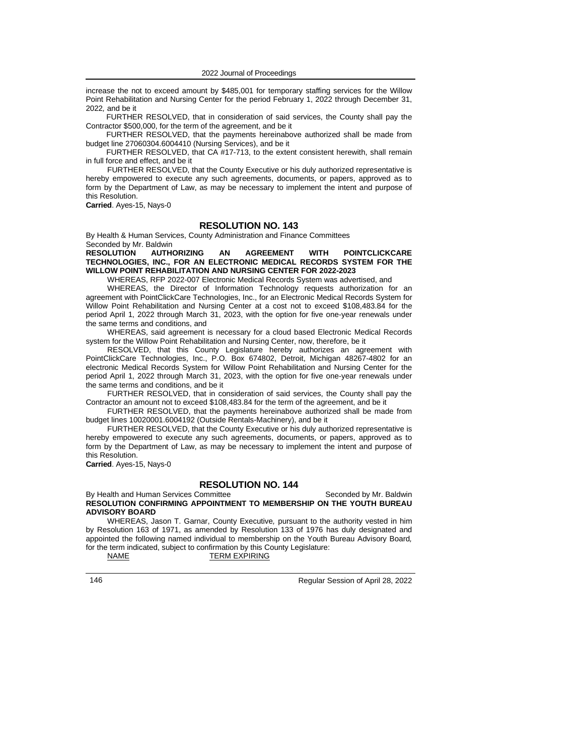increase the not to exceed amount by $485,001 for temporary staffing services for the Willow Point Rehabilitation and Nursing Center for the period February 1, 2022 through December 31, 2022*,* and be it

FURTHER RESOLVED, that in consideration of said services, the County shall pay the Contractor $500,000, for the term of the agreement, and be it

FURTHER RESOLVED, that the payments hereinabove authorized shall be made from budget line 27060304.6004410 (Nursing Services), and be it

FURTHER RESOLVED, that CA #17-713, to the extent consistent herewith, shall remain in full force and effect, and be it

FURTHER RESOLVED, that the County Executive or his duly authorized representative is hereby empowered to execute any such agreements, documents, or papers, approved as to form by the Department of Law, as may be necessary to implement the intent and purpose of this Resolution.

**Carried**. Ayes-15, Nays-0

## RESOLUTION NO. 143

By Health & Human Services, County Administration and Finance Committees
Seconded by Mr. Baldwin

**RESOLUTION AUTHORIZING AN AGREEMENT WITH POINTCLICKCARE TECHNOLOGIES, INC., FOR AN ELECTRONIC MEDICAL RECORDS SYSTEM FOR THE WILLOW POINT REHABILITATION AND NURSING CENTER FOR 2022-2023**

WHEREAS, RFP 2022-007 Electronic Medical Records System was advertised, and

WHEREAS, the Director of Information Technology requests authorization for an agreement with PointClickCare Technologies, Inc., for an Electronic Medical Records System for Willow Point Rehabilitation and Nursing Center at a cost not to exceed $108,483.84 for the period April 1, 2022 through March 31, 2023, with the option for five one-year renewals under the same terms and conditions, and

WHEREAS, said agreement is necessary for a cloud based Electronic Medical Records system for the Willow Point Rehabilitation and Nursing Center, now, therefore, be it

RESOLVED, that this County Legislature hereby authorizes an agreement with PointClickCare Technologies, Inc., P.O. Box 674802, Detroit, Michigan 48267-4802 for an electronic Medical Records System for Willow Point Rehabilitation and Nursing Center for the period April 1, 2022 through March 31, 2023, with the option for five one-year renewals under the same terms and conditions, and be it

FURTHER RESOLVED, that in consideration of said services, the County shall pay the Contractor an amount not to exceed $108,483.84 for the term of the agreement, and be it

FURTHER RESOLVED, that the payments hereinabove authorized shall be made from budget lines 10020001.6004192 (Outside Rentals-Machinery), and be it

FURTHER RESOLVED, that the County Executive or his duly authorized representative is hereby empowered to execute any such agreements, documents, or papers, approved as to form by the Department of Law, as may be necessary to implement the intent and purpose of this Resolution.

**Carried**. Ayes-15, Nays-0

## RESOLUTION NO. 144

By Health and Human Services Committee — Seconded by Mr. Baldwin

**RESOLUTION CONFIRMING APPOINTMENT TO MEMBERSHIP ON THE YOUTH BUREAU ADVISORY BOARD**

WHEREAS, Jason T. Garnar, County Executive*,* pursuant to the authority vested in him by Resolution 163 of 1971, as amended by Resolution 133 of 1976 has duly designated and appointed the following named individual to membership on the Youth Bureau Advisory Board*,* for the term indicated, subject to confirmation by this County Legislature:

NAME TERM EXPIRING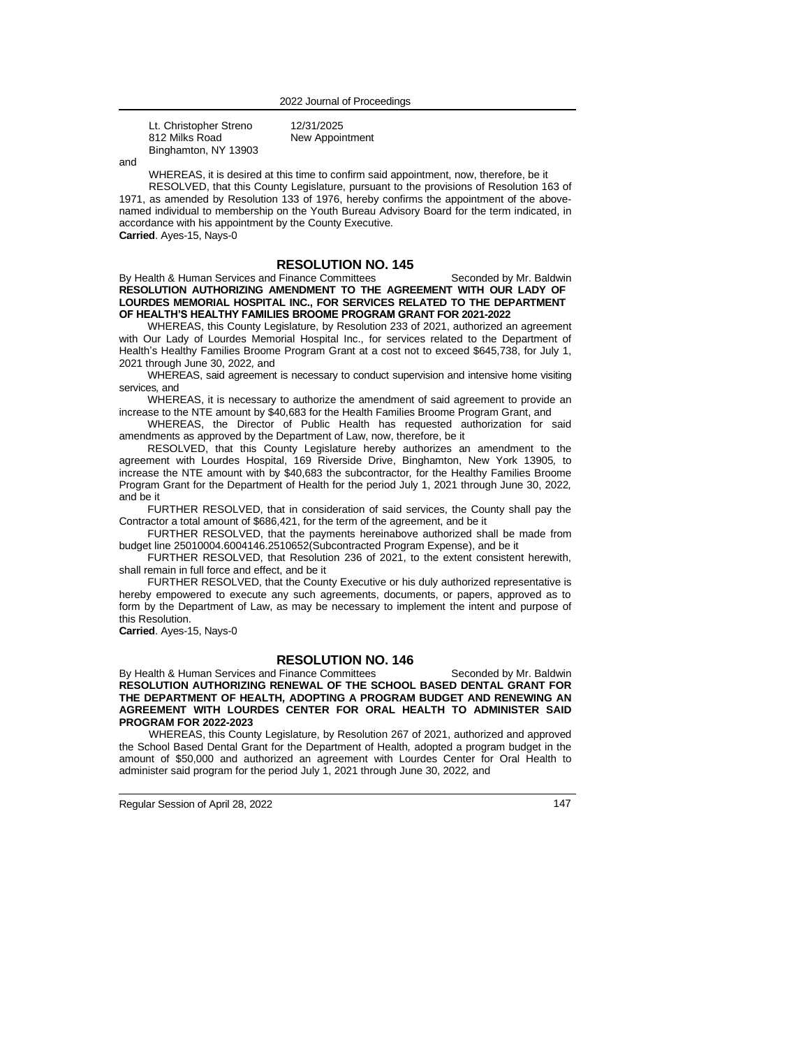| | |
|---|---|
| Lt. Christopher Streno<br>812 Milks Road<br>Binghamton, NY 13903 | 12/31/2025<br>New Appointment |

and

WHEREAS, it is desired at this time to confirm said appointment, now, therefore, be it

RESOLVED, that this County Legislature, pursuant to the provisions of Resolution 163 of 1971, as amended by Resolution 133 of 1976, hereby confirms the appointment of the above-named individual to membership on the Youth Bureau Advisory Board for the term indicated, in accordance with his appointment by the County Executive.

**Carried**. Ayes-15, Nays-0

## RESOLUTION NO. 145

By Health & Human Services and Finance Committees    Seconded by Mr. Baldwin

**RESOLUTION AUTHORIZING AMENDMENT TO THE AGREEMENT WITH OUR LADY OF LOURDES MEMORIAL HOSPITAL INC., FOR SERVICES RELATED TO THE DEPARTMENT OF HEALTH'S HEALTHY FAMILIES BROOME PROGRAM GRANT FOR 2021-2022**

WHEREAS, this County Legislature, by Resolution 233 of 2021, authorized an agreement with Our Lady of Lourdes Memorial Hospital Inc., for services related to the Department of Health's Healthy Families Broome Program Grant at a cost not to exceed $645,738, for July 1, 2021 through June 30, 2022, and

WHEREAS, said agreement is necessary to conduct supervision and intensive home visiting services, and

WHEREAS, it is necessary to authorize the amendment of said agreement to provide an increase to the NTE amount by $40,683 for the Health Families Broome Program Grant, and

WHEREAS, the Director of Public Health has requested authorization for said amendments as approved by the Department of Law, now, therefore, be it

RESOLVED, that this County Legislature hereby authorizes an amendment to the agreement with Lourdes Hospital, 169 Riverside Drive, Binghamton, New York 13905, to increase the NTE amount with by $40,683 by the subcontractor, for the Healthy Families Broome Program Grant for the Department of Health for the period July 1, 2021 through June 30, 2022, and be it

FURTHER RESOLVED, that in consideration of said services, the County shall pay the Contractor a total amount of $686,421, for the term of the agreement, and be it

FURTHER RESOLVED, that the payments hereinabove authorized shall be made from budget line 25010004.6004146.2510652(Subcontracted Program Expense), and be it

FURTHER RESOLVED, that Resolution 236 of 2021, to the extent consistent herewith, shall remain in full force and effect, and be it

FURTHER RESOLVED, that the County Executive or his duly authorized representative is hereby empowered to execute any such agreements, documents, or papers, approved as to form by the Department of Law, as may be necessary to implement the intent and purpose of this Resolution.

**Carried**. Ayes-15, Nays-0

## RESOLUTION NO. 146

By Health & Human Services and Finance Committees    Seconded by Mr. Baldwin

**RESOLUTION AUTHORIZING RENEWAL OF THE SCHOOL BASED DENTAL GRANT FOR THE DEPARTMENT OF HEALTH, ADOPTING A PROGRAM BUDGET AND RENEWING AN AGREEMENT WITH LOURDES CENTER FOR ORAL HEALTH TO ADMINISTER SAID PROGRAM FOR 2022-2023**

WHEREAS, this County Legislature, by Resolution 267 of 2021, authorized and approved the School Based Dental Grant for the Department of Health, adopted a program budget in the amount of $50,000 and authorized an agreement with Lourdes Center for Oral Health to administer said program for the period July 1, 2021 through June 30, 2022, and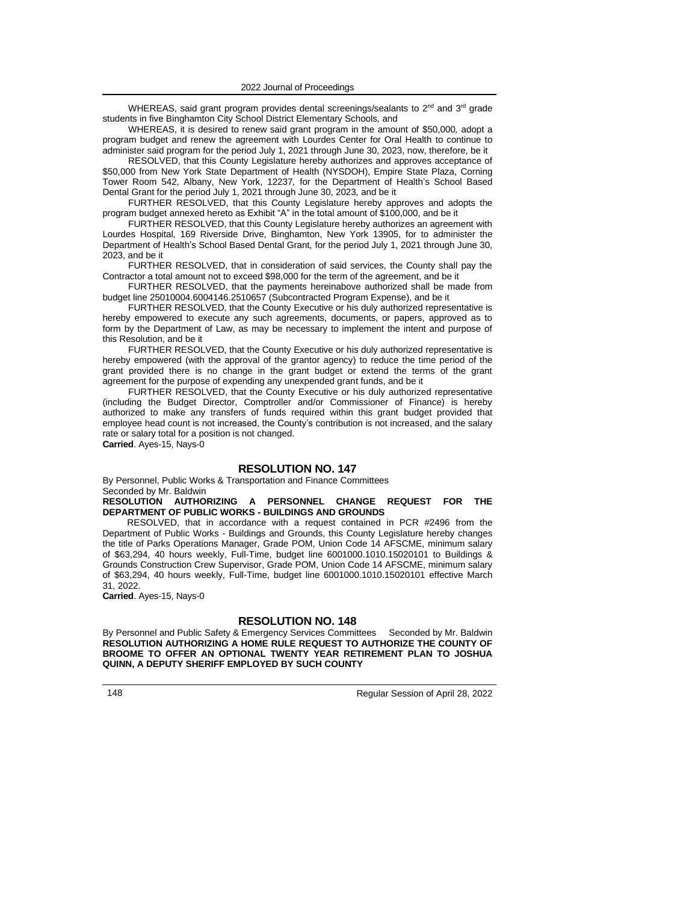WHEREAS, said grant program provides dental screenings/sealants to 2nd and 3rd grade students in five Binghamton City School District Elementary Schools, and

WHEREAS, it is desired to renew said grant program in the amount of $50,000, adopt a program budget and renew the agreement with Lourdes Center for Oral Health to continue to administer said program for the period July 1, 2021 through June 30, 2023, now, therefore, be it

RESOLVED, that this County Legislature hereby authorizes and approves acceptance of $50,000 from New York State Department of Health (NYSDOH), Empire State Plaza, Corning Tower Room 542, Albany, New York, 12237, for the Department of Health's School Based Dental Grant for the period July 1, 2021 through June 30, 2023, and be it

FURTHER RESOLVED, that this County Legislature hereby approves and adopts the program budget annexed hereto as Exhibit "A" in the total amount of $100,000, and be it

FURTHER RESOLVED, that this County Legislature hereby authorizes an agreement with Lourdes Hospital, 169 Riverside Drive, Binghamton, New York 13905, for to administer the Department of Health's School Based Dental Grant, for the period July 1, 2021 through June 30, 2023, and be it

FURTHER RESOLVED, that in consideration of said services, the County shall pay the Contractor a total amount not to exceed $98,000 for the term of the agreement, and be it

FURTHER RESOLVED, that the payments hereinabove authorized shall be made from budget line 25010004.6004146.2510657 (Subcontracted Program Expense), and be it

FURTHER RESOLVED, that the County Executive or his duly authorized representative is hereby empowered to execute any such agreements, documents, or papers, approved as to form by the Department of Law, as may be necessary to implement the intent and purpose of this Resolution, and be it

FURTHER RESOLVED, that the County Executive or his duly authorized representative is hereby empowered (with the approval of the grantor agency) to reduce the time period of the grant provided there is no change in the grant budget or extend the terms of the grant agreement for the purpose of expending any unexpended grant funds, and be it

FURTHER RESOLVED, that the County Executive or his duly authorized representative (including the Budget Director, Comptroller and/or Commissioner of Finance) is hereby authorized to make any transfers of funds required within this grant budget provided that employee head count is not increased, the County's contribution is not increased, and the salary rate or salary total for a position is not changed.

**Carried**. Ayes-15, Nays-0

## RESOLUTION NO. 147

By Personnel, Public Works & Transportation and Finance Committees
Seconded by Mr. Baldwin

**RESOLUTION AUTHORIZING A PERSONNEL CHANGE REQUEST FOR THE DEPARTMENT OF PUBLIC WORKS - BUILDINGS AND GROUNDS**

RESOLVED, that in accordance with a request contained in PCR #2496 from the Department of Public Works - Buildings and Grounds, this County Legislature hereby changes the title of Parks Operations Manager, Grade POM, Union Code 14 AFSCME, minimum salary of $63,294, 40 hours weekly, Full-Time, budget line 6001000.1010.15020101 to Buildings & Grounds Construction Crew Supervisor, Grade POM, Union Code 14 AFSCME, minimum salary of $63,294, 40 hours weekly, Full-Time, budget line 6001000.1010.15020101 effective March 31, 2022.

**Carried**. Ayes-15, Nays-0

## RESOLUTION NO. 148

By Personnel and Public Safety & Emergency Services Committees Seconded by Mr. Baldwin

**RESOLUTION AUTHORIZING A HOME RULE REQUEST TO AUTHORIZE THE COUNTY OF BROOME TO OFFER AN OPTIONAL TWENTY YEAR RETIREMENT PLAN TO JOSHUA QUINN, A DEPUTY SHERIFF EMPLOYED BY SUCH COUNTY**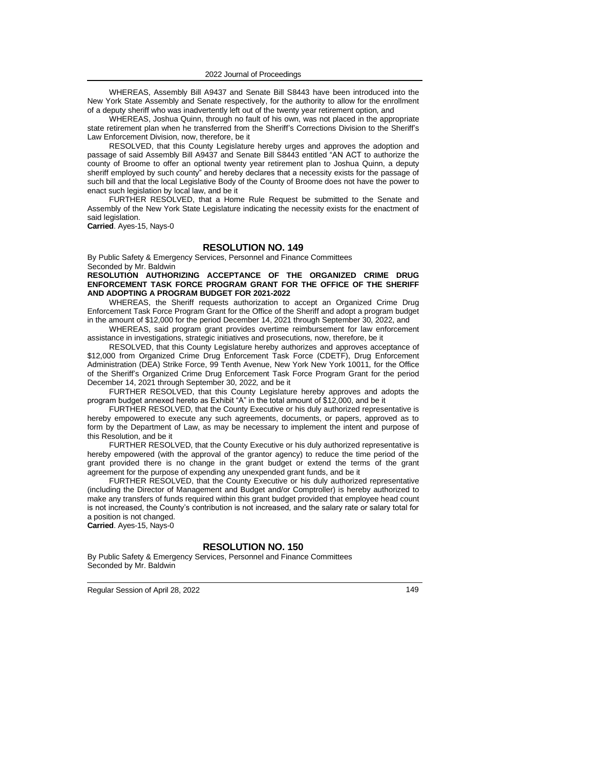WHEREAS, Assembly Bill A9437 and Senate Bill S8443 have been introduced into the New York State Assembly and Senate respectively, for the authority to allow for the enrollment of a deputy sheriff who was inadvertently left out of the twenty year retirement option, and

WHEREAS, Joshua Quinn, through no fault of his own, was not placed in the appropriate state retirement plan when he transferred from the Sheriff's Corrections Division to the Sheriff's Law Enforcement Division, now, therefore, be it

RESOLVED, that this County Legislature hereby urges and approves the adoption and passage of said Assembly Bill A9437 and Senate Bill S8443 entitled "AN ACT to authorize the county of Broome to offer an optional twenty year retirement plan to Joshua Quinn, a deputy sheriff employed by such county" and hereby declares that a necessity exists for the passage of such bill and that the local Legislative Body of the County of Broome does not have the power to enact such legislation by local law, and be it

FURTHER RESOLVED, that a Home Rule Request be submitted to the Senate and Assembly of the New York State Legislature indicating the necessity exists for the enactment of said legislation.

**Carried**. Ayes-15, Nays-0

## RESOLUTION NO. 149

By Public Safety & Emergency Services, Personnel and Finance Committees
Seconded by Mr. Baldwin

**RESOLUTION AUTHORIZING ACCEPTANCE OF THE ORGANIZED CRIME DRUG ENFORCEMENT TASK FORCE PROGRAM GRANT FOR THE OFFICE OF THE SHERIFF AND ADOPTING A PROGRAM BUDGET FOR 2021-2022**

WHEREAS, the Sheriff requests authorization to accept an Organized Crime Drug Enforcement Task Force Program Grant for the Office of the Sheriff and adopt a program budget in the amount of $12,000 for the period December 14, 2021 through September 30, 2022, and

WHEREAS, said program grant provides overtime reimbursement for law enforcement assistance in investigations, strategic initiatives and prosecutions, now, therefore, be it

RESOLVED, that this County Legislature hereby authorizes and approves acceptance of $12,000 from Organized Crime Drug Enforcement Task Force (CDETF), Drug Enforcement Administration (DEA) Strike Force, 99 Tenth Avenue, New York New York 10011, for the Office of the Sheriff's Organized Crime Drug Enforcement Task Force Program Grant for the period December 14, 2021 through September 30, 2022, and be it

FURTHER RESOLVED, that this County Legislature hereby approves and adopts the program budget annexed hereto as Exhibit "A" in the total amount of $12,000, and be it

FURTHER RESOLVED, that the County Executive or his duly authorized representative is hereby empowered to execute any such agreements, documents, or papers, approved as to form by the Department of Law, as may be necessary to implement the intent and purpose of this Resolution, and be it

FURTHER RESOLVED, that the County Executive or his duly authorized representative is hereby empowered (with the approval of the grantor agency) to reduce the time period of the grant provided there is no change in the grant budget or extend the terms of the grant agreement for the purpose of expending any unexpended grant funds, and be it

FURTHER RESOLVED, that the County Executive or his duly authorized representative (including the Director of Management and Budget and/or Comptroller) is hereby authorized to make any transfers of funds required within this grant budget provided that employee head count is not increased, the County's contribution is not increased, and the salary rate or salary total for a position is not changed.

**Carried**. Ayes-15, Nays-0

## RESOLUTION NO. 150

By Public Safety & Emergency Services, Personnel and Finance Committees
Seconded by Mr. Baldwin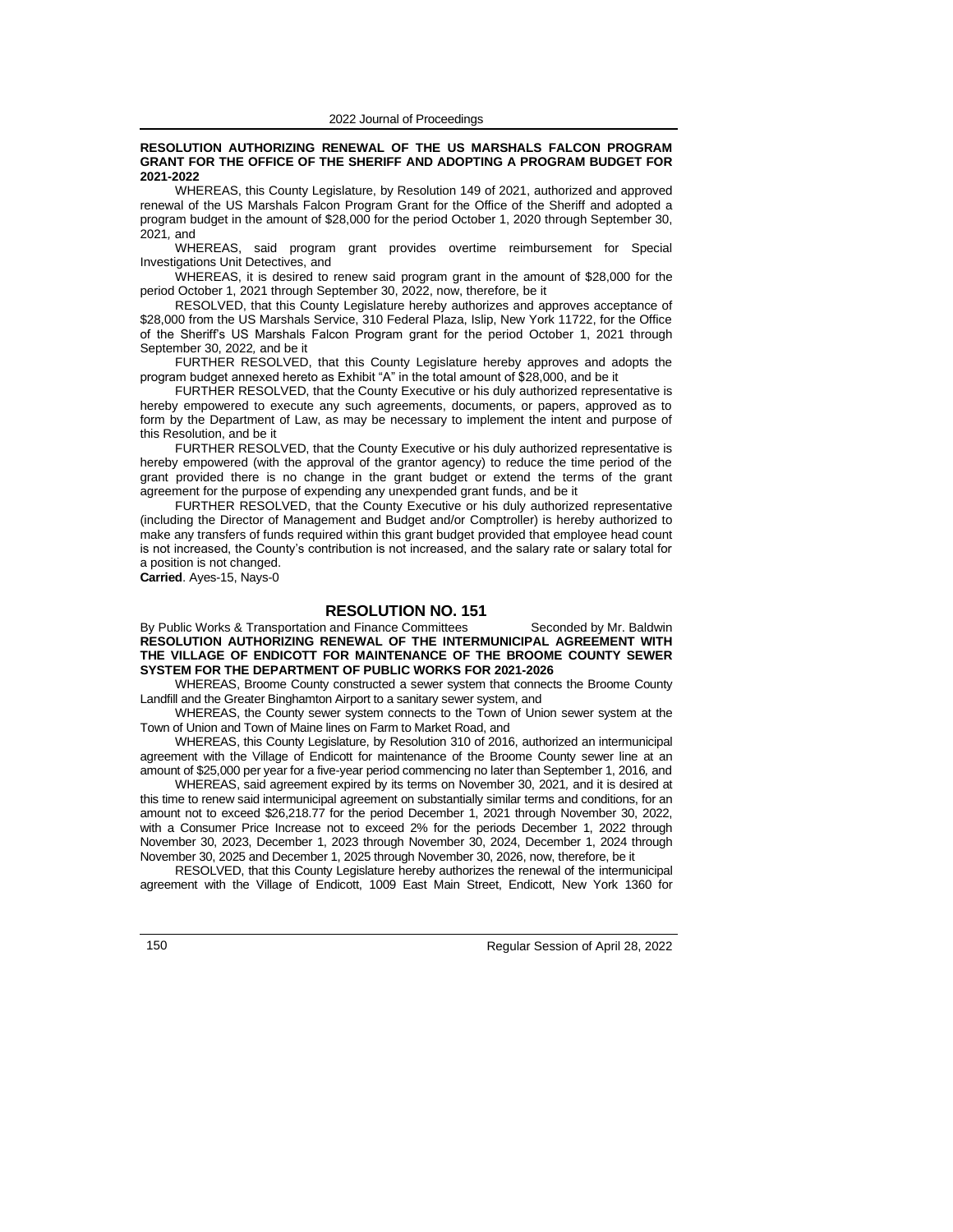**RESOLUTION AUTHORIZING RENEWAL OF THE US MARSHALS FALCON PROGRAM GRANT FOR THE OFFICE OF THE SHERIFF AND ADOPTING A PROGRAM BUDGET FOR 2021-2022**

WHEREAS, this County Legislature, by Resolution 149 of 2021, authorized and approved renewal of the US Marshals Falcon Program Grant for the Office of the Sheriff and adopted a program budget in the amount of $28,000 for the period October 1, 2020 through September 30, 2021, and

WHEREAS, said program grant provides overtime reimbursement for Special Investigations Unit Detectives, and

WHEREAS, it is desired to renew said program grant in the amount of $28,000 for the period October 1, 2021 through September 30, 2022, now, therefore, be it

RESOLVED, that this County Legislature hereby authorizes and approves acceptance of $28,000 from the US Marshals Service, 310 Federal Plaza, Islip, New York 11722, for the Office of the Sheriff's US Marshals Falcon Program grant for the period October 1, 2021 through September 30, 2022, and be it

FURTHER RESOLVED, that this County Legislature hereby approves and adopts the program budget annexed hereto as Exhibit "A" in the total amount of $28,000, and be it

FURTHER RESOLVED, that the County Executive or his duly authorized representative is hereby empowered to execute any such agreements, documents, or papers, approved as to form by the Department of Law, as may be necessary to implement the intent and purpose of this Resolution, and be it

FURTHER RESOLVED, that the County Executive or his duly authorized representative is hereby empowered (with the approval of the grantor agency) to reduce the time period of the grant provided there is no change in the grant budget or extend the terms of the grant agreement for the purpose of expending any unexpended grant funds, and be it

FURTHER RESOLVED, that the County Executive or his duly authorized representative (including the Director of Management and Budget and/or Comptroller) is hereby authorized to make any transfers of funds required within this grant budget provided that employee head count is not increased, the County's contribution is not increased, and the salary rate or salary total for a position is not changed.

**Carried**. Ayes-15, Nays-0

## RESOLUTION NO. 151

By Public Works & Transportation and Finance Committees — Seconded by Mr. Baldwin

**RESOLUTION AUTHORIZING RENEWAL OF THE INTERMUNICIPAL AGREEMENT WITH THE VILLAGE OF ENDICOTT FOR MAINTENANCE OF THE BROOME COUNTY SEWER SYSTEM FOR THE DEPARTMENT OF PUBLIC WORKS FOR 2021-2026**

WHEREAS, Broome County constructed a sewer system that connects the Broome County Landfill and the Greater Binghamton Airport to a sanitary sewer system, and

WHEREAS, the County sewer system connects to the Town of Union sewer system at the Town of Union and Town of Maine lines on Farm to Market Road, and

WHEREAS, this County Legislature, by Resolution 310 of 2016, authorized an intermunicipal agreement with the Village of Endicott for maintenance of the Broome County sewer line at an amount of $25,000 per year for a five-year period commencing no later than September 1, 2016, and

WHEREAS, said agreement expired by its terms on November 30, 2021, and it is desired at this time to renew said intermunicipal agreement on substantially similar terms and conditions, for an amount not to exceed $26,218.77 for the period December 1, 2021 through November 30, 2022, with a Consumer Price Increase not to exceed 2% for the periods December 1, 2022 through November 30, 2023, December 1, 2023 through November 30, 2024, December 1, 2024 through November 30, 2025 and December 1, 2025 through November 30, 2026, now, therefore, be it

RESOLVED, that this County Legislature hereby authorizes the renewal of the intermunicipal agreement with the Village of Endicott, 1009 East Main Street, Endicott, New York 1360 for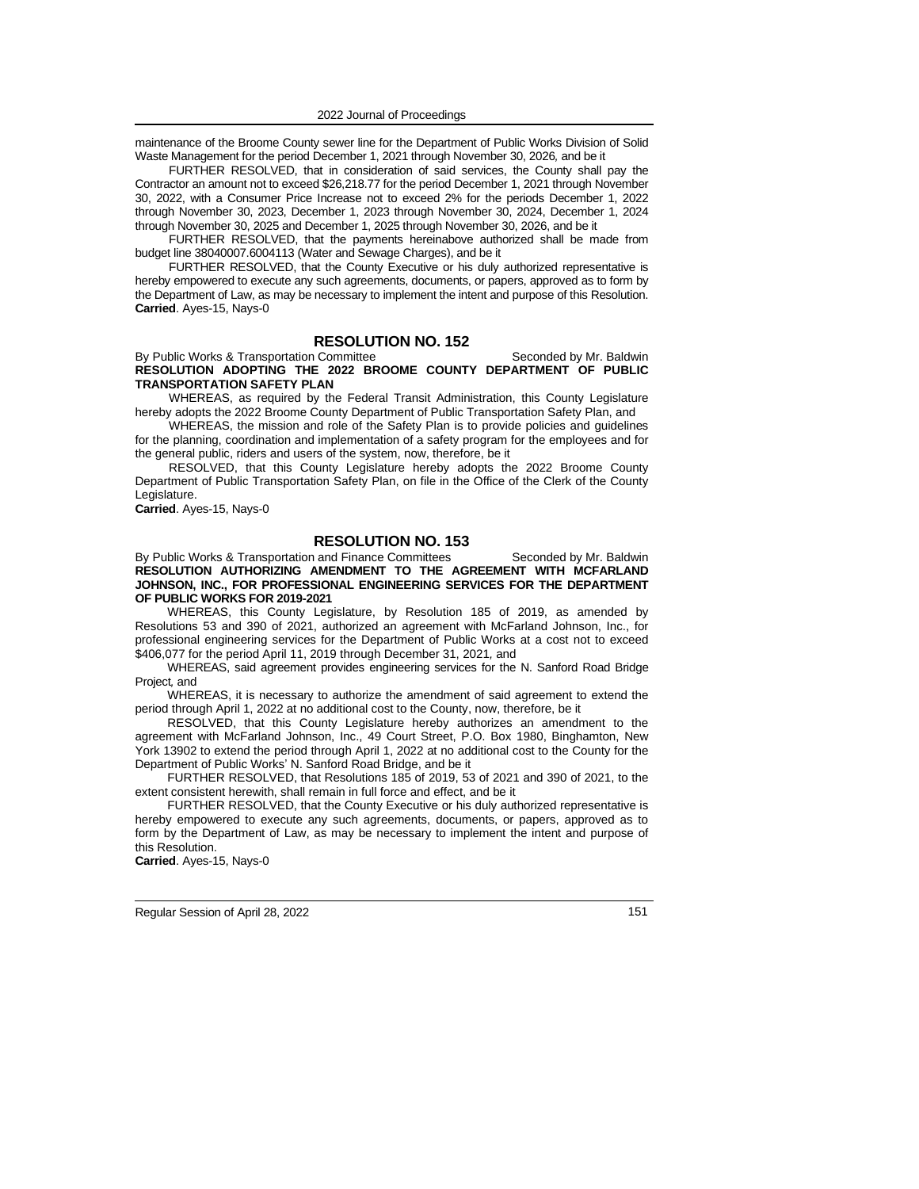maintenance of the Broome County sewer line for the Department of Public Works Division of Solid Waste Management for the period December 1, 2021 through November 30, 2026, and be it

FURTHER RESOLVED, that in consideration of said services, the County shall pay the Contractor an amount not to exceed $26,218.77 for the period December 1, 2021 through November 30, 2022, with a Consumer Price Increase not to exceed 2% for the periods December 1, 2022 through November 30, 2023, December 1, 2023 through November 30, 2024, December 1, 2024 through November 30, 2025 and December 1, 2025 through November 30, 2026, and be it

FURTHER RESOLVED, that the payments hereinabove authorized shall be made from budget line 38040007.6004113 (Water and Sewage Charges), and be it

FURTHER RESOLVED, that the County Executive or his duly authorized representative is hereby empowered to execute any such agreements, documents, or papers, approved as to form by the Department of Law, as may be necessary to implement the intent and purpose of this Resolution.
**Carried**. Ayes-15, Nays-0

## RESOLUTION NO. 152

By Public Works & Transportation Committee Seconded by Mr. Baldwin

**RESOLUTION ADOPTING THE 2022 BROOME COUNTY DEPARTMENT OF PUBLIC TRANSPORTATION SAFETY PLAN**

WHEREAS, as required by the Federal Transit Administration, this County Legislature hereby adopts the 2022 Broome County Department of Public Transportation Safety Plan, and

WHEREAS, the mission and role of the Safety Plan is to provide policies and guidelines for the planning, coordination and implementation of a safety program for the employees and for the general public, riders and users of the system, now, therefore, be it

RESOLVED, that this County Legislature hereby adopts the 2022 Broome County Department of Public Transportation Safety Plan, on file in the Office of the Clerk of the County Legislature.
**Carried**. Ayes-15, Nays-0

## RESOLUTION NO. 153

By Public Works & Transportation and Finance Committees Seconded by Mr. Baldwin

**RESOLUTION AUTHORIZING AMENDMENT TO THE AGREEMENT WITH MCFARLAND JOHNSON, INC., FOR PROFESSIONAL ENGINEERING SERVICES FOR THE DEPARTMENT OF PUBLIC WORKS FOR 2019-2021**

WHEREAS, this County Legislature, by Resolution 185 of 2019, as amended by Resolutions 53 and 390 of 2021, authorized an agreement with McFarland Johnson, Inc., for professional engineering services for the Department of Public Works at a cost not to exceed $406,077 for the period April 11, 2019 through December 31, 2021, and

WHEREAS, said agreement provides engineering services for the N. Sanford Road Bridge Project, and

WHEREAS, it is necessary to authorize the amendment of said agreement to extend the period through April 1, 2022 at no additional cost to the County, now, therefore, be it

RESOLVED, that this County Legislature hereby authorizes an amendment to the agreement with McFarland Johnson, Inc., 49 Court Street, P.O. Box 1980, Binghamton, New York 13902 to extend the period through April 1, 2022 at no additional cost to the County for the Department of Public Works' N. Sanford Road Bridge, and be it

FURTHER RESOLVED, that Resolutions 185 of 2019, 53 of 2021 and 390 of 2021, to the extent consistent herewith, shall remain in full force and effect, and be it

FURTHER RESOLVED, that the County Executive or his duly authorized representative is hereby empowered to execute any such agreements, documents, or papers, approved as to form by the Department of Law, as may be necessary to implement the intent and purpose of this Resolution.
**Carried**. Ayes-15, Nays-0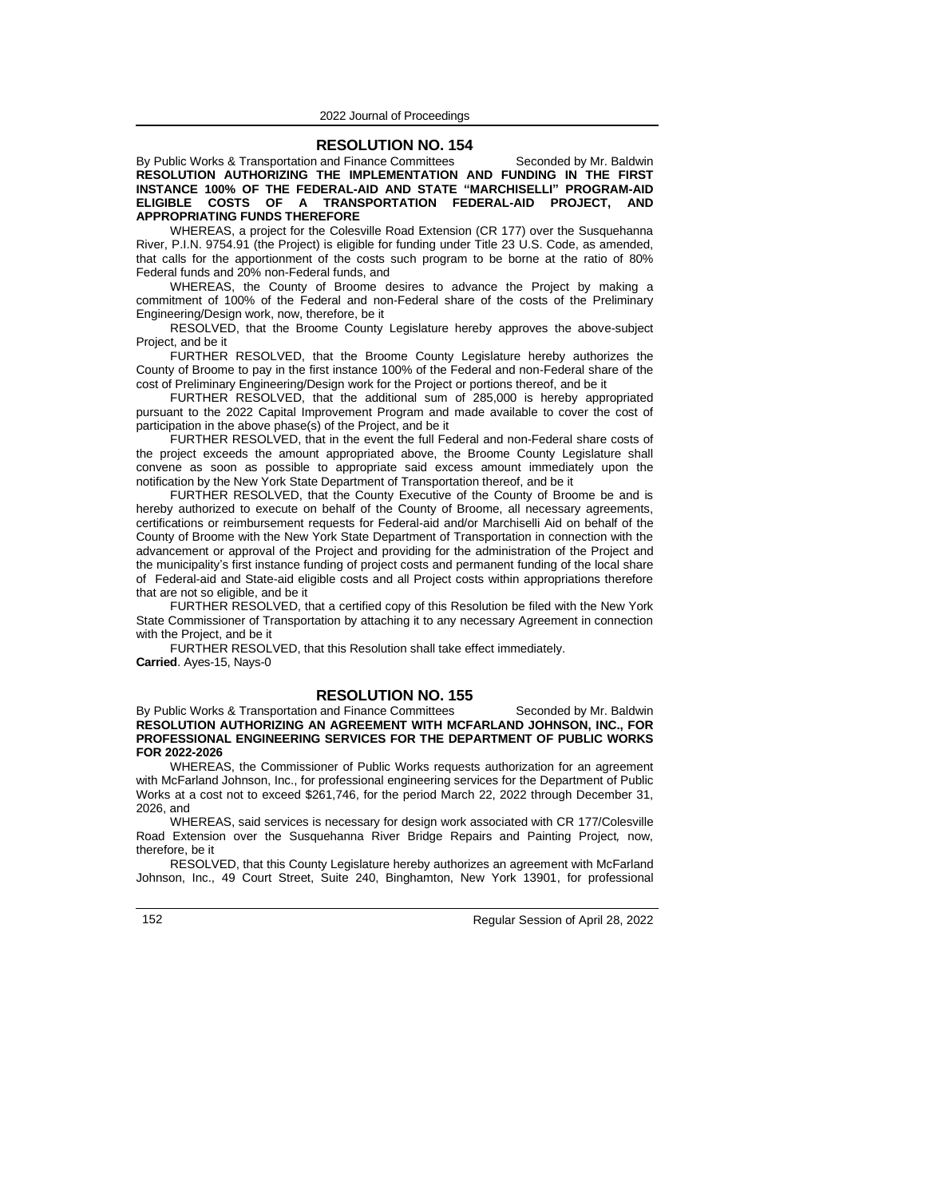## RESOLUTION NO. 154

By Public Works & Transportation and Finance Committees Seconded by Mr. Baldwin

**RESOLUTION AUTHORIZING THE IMPLEMENTATION AND FUNDING IN THE FIRST INSTANCE 100% OF THE FEDERAL-AID AND STATE "MARCHISELLI" PROGRAM-AID ELIGIBLE COSTS OF A TRANSPORTATION FEDERAL-AID PROJECT, AND APPROPRIATING FUNDS THEREFORE**

WHEREAS, a project for the Colesville Road Extension (CR 177) over the Susquehanna River, P.I.N. 9754.91 (the Project) is eligible for funding under Title 23 U.S. Code, as amended, that calls for the apportionment of the costs such program to be borne at the ratio of 80% Federal funds and 20% non-Federal funds, and

WHEREAS, the County of Broome desires to advance the Project by making a commitment of 100% of the Federal and non-Federal share of the costs of the Preliminary Engineering/Design work, now, therefore, be it

RESOLVED, that the Broome County Legislature hereby approves the above-subject Project, and be it

FURTHER RESOLVED, that the Broome County Legislature hereby authorizes the County of Broome to pay in the first instance 100% of the Federal and non-Federal share of the cost of Preliminary Engineering/Design work for the Project or portions thereof, and be it

FURTHER RESOLVED, that the additional sum of 285,000 is hereby appropriated pursuant to the 2022 Capital Improvement Program and made available to cover the cost of participation in the above phase(s) of the Project, and be it

FURTHER RESOLVED, that in the event the full Federal and non-Federal share costs of the project exceeds the amount appropriated above, the Broome County Legislature shall convene as soon as possible to appropriate said excess amount immediately upon the notification by the New York State Department of Transportation thereof, and be it

FURTHER RESOLVED, that the County Executive of the County of Broome be and is hereby authorized to execute on behalf of the County of Broome, all necessary agreements, certifications or reimbursement requests for Federal-aid and/or Marchiselli Aid on behalf of the County of Broome with the New York State Department of Transportation in connection with the advancement or approval of the Project and providing for the administration of the Project and the municipality's first instance funding of project costs and permanent funding of the local share of Federal-aid and State-aid eligible costs and all Project costs within appropriations therefore that are not so eligible, and be it

FURTHER RESOLVED, that a certified copy of this Resolution be filed with the New York State Commissioner of Transportation by attaching it to any necessary Agreement in connection with the Project, and be it

FURTHER RESOLVED, that this Resolution shall take effect immediately.

**Carried**. Ayes-15, Nays-0

## RESOLUTION NO. 155

By Public Works & Transportation and Finance Committees Seconded by Mr. Baldwin

**RESOLUTION AUTHORIZING AN AGREEMENT WITH MCFARLAND JOHNSON, INC., FOR PROFESSIONAL ENGINEERING SERVICES FOR THE DEPARTMENT OF PUBLIC WORKS FOR 2022-2026**

WHEREAS, the Commissioner of Public Works requests authorization for an agreement with McFarland Johnson, Inc., for professional engineering services for the Department of Public Works at a cost not to exceed $261,746, for the period March 22, 2022 through December 31, 2026, and

WHEREAS, said services is necessary for design work associated with CR 177/Colesville Road Extension over the Susquehanna River Bridge Repairs and Painting Project, now, therefore, be it

RESOLVED, that this County Legislature hereby authorizes an agreement with McFarland Johnson, Inc., 49 Court Street, Suite 240, Binghamton, New York 13901, for professional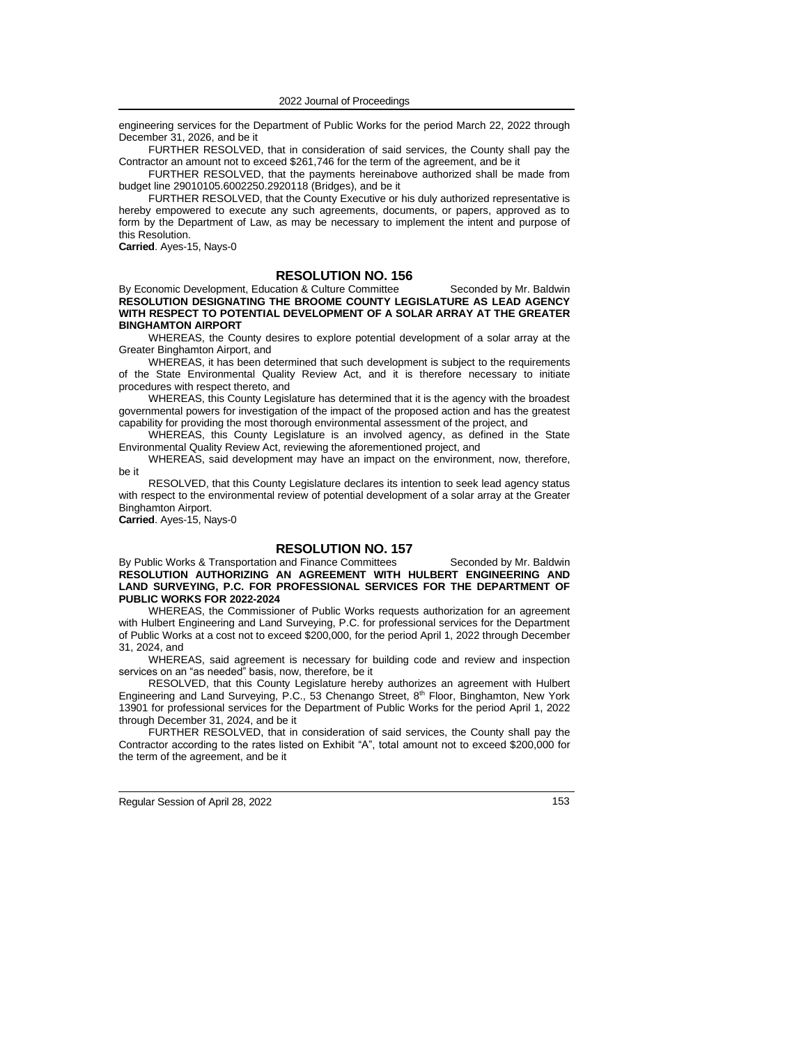engineering services for the Department of Public Works for the period March 22, 2022 through December 31, 2026, and be it

FURTHER RESOLVED, that in consideration of said services, the County shall pay the Contractor an amount not to exceed $261,746 for the term of the agreement, and be it

FURTHER RESOLVED, that the payments hereinabove authorized shall be made from budget line 29010105.6002250.2920118 (Bridges), and be it

FURTHER RESOLVED, that the County Executive or his duly authorized representative is hereby empowered to execute any such agreements, documents, or papers, approved as to form by the Department of Law, as may be necessary to implement the intent and purpose of this Resolution.

**Carried**. Ayes-15, Nays-0

## RESOLUTION NO. 156

By Economic Development, Education & Culture Committee Seconded by Mr. Baldwin

**RESOLUTION DESIGNATING THE BROOME COUNTY LEGISLATURE AS LEAD AGENCY WITH RESPECT TO POTENTIAL DEVELOPMENT OF A SOLAR ARRAY AT THE GREATER BINGHAMTON AIRPORT**

WHEREAS, the County desires to explore potential development of a solar array at the Greater Binghamton Airport, and

WHEREAS, it has been determined that such development is subject to the requirements of the State Environmental Quality Review Act, and it is therefore necessary to initiate procedures with respect thereto, and

WHEREAS, this County Legislature has determined that it is the agency with the broadest governmental powers for investigation of the impact of the proposed action and has the greatest capability for providing the most thorough environmental assessment of the project, and

WHEREAS, this County Legislature is an involved agency, as defined in the State Environmental Quality Review Act, reviewing the aforementioned project, and

WHEREAS, said development may have an impact on the environment, now, therefore, be it

RESOLVED, that this County Legislature declares its intention to seek lead agency status with respect to the environmental review of potential development of a solar array at the Greater Binghamton Airport.

**Carried**. Ayes-15, Nays-0

## RESOLUTION NO. 157

By Public Works & Transportation and Finance Committees Seconded by Mr. Baldwin

**RESOLUTION AUTHORIZING AN AGREEMENT WITH HULBERT ENGINEERING AND LAND SURVEYING, P.C. FOR PROFESSIONAL SERVICES FOR THE DEPARTMENT OF PUBLIC WORKS FOR 2022-2024**

WHEREAS, the Commissioner of Public Works requests authorization for an agreement with Hulbert Engineering and Land Surveying, P.C. for professional services for the Department of Public Works at a cost not to exceed $200,000, for the period April 1, 2022 through December 31, 2024, and

WHEREAS, said agreement is necessary for building code and review and inspection services on an "as needed" basis, now, therefore, be it

RESOLVED, that this County Legislature hereby authorizes an agreement with Hulbert Engineering and Land Surveying, P.C., 53 Chenango Street, 8th Floor, Binghamton, New York 13901 for professional services for the Department of Public Works for the period April 1, 2022 through December 31, 2024, and be it

FURTHER RESOLVED, that in consideration of said services, the County shall pay the Contractor according to the rates listed on Exhibit "A", total amount not to exceed $200,000 for the term of the agreement, and be it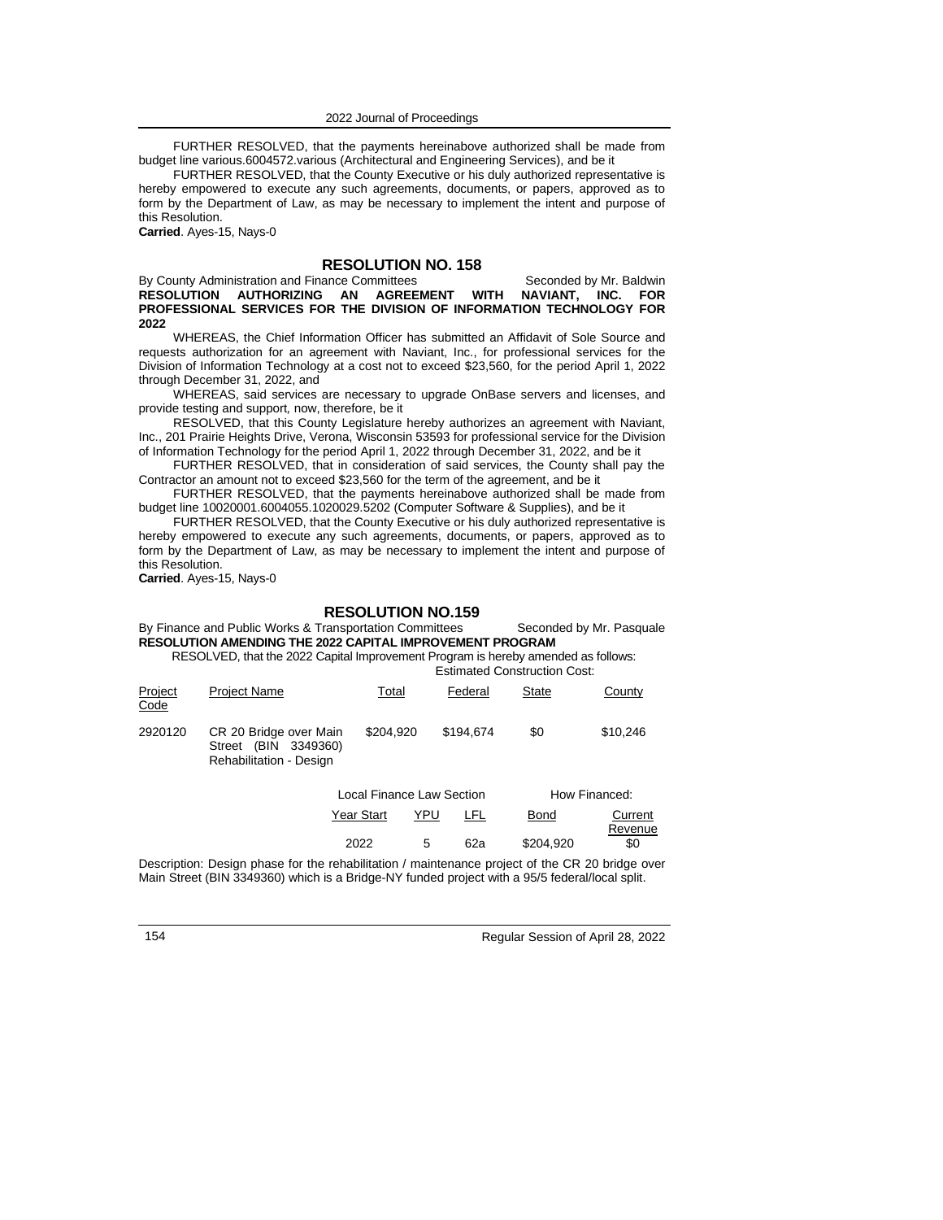FURTHER RESOLVED, that the payments hereinabove authorized shall be made from budget line various.6004572.various (Architectural and Engineering Services), and be it

FURTHER RESOLVED, that the County Executive or his duly authorized representative is hereby empowered to execute any such agreements, documents, or papers, approved as to form by the Department of Law, as may be necessary to implement the intent and purpose of this Resolution.

**Carried**. Ayes-15, Nays-0

## RESOLUTION NO. 158

By County Administration and Finance Committees                    Seconded by Mr. Baldwin

**RESOLUTION AUTHORIZING AN AGREEMENT WITH NAVIANT, INC. FOR PROFESSIONAL SERVICES FOR THE DIVISION OF INFORMATION TECHNOLOGY FOR 2022**

WHEREAS, the Chief Information Officer has submitted an Affidavit of Sole Source and requests authorization for an agreement with Naviant, Inc., for professional services for the Division of Information Technology at a cost not to exceed $23,560, for the period April 1, 2022 through December 31, 2022, and

WHEREAS, said services are necessary to upgrade OnBase servers and licenses, and provide testing and support, now, therefore, be it

RESOLVED, that this County Legislature hereby authorizes an agreement with Naviant, Inc., 201 Prairie Heights Drive, Verona, Wisconsin 53593 for professional service for the Division of Information Technology for the period April 1, 2022 through December 31, 2022, and be it

FURTHER RESOLVED, that in consideration of said services, the County shall pay the Contractor an amount not to exceed $23,560 for the term of the agreement, and be it

FURTHER RESOLVED, that the payments hereinabove authorized shall be made from budget line 10020001.6004055.1020029.5202 (Computer Software & Supplies), and be it

FURTHER RESOLVED, that the County Executive or his duly authorized representative is hereby empowered to execute any such agreements, documents, or papers, approved as to form by the Department of Law, as may be necessary to implement the intent and purpose of this Resolution.

**Carried**. Ayes-15, Nays-0

## RESOLUTION NO.159

By Finance and Public Works & Transportation Committees                    Seconded by Mr. Pasquale

**RESOLUTION AMENDING THE 2022 CAPITAL IMPROVEMENT PROGRAM**

RESOLVED, that the 2022 Capital Improvement Program is hereby amended as follows:

| | | Estimated Construction Cost: | | | |
|---|---|---|---|---|---|
| Project Code | Project Name | Total | Federal | State | County |
| 2920120 | CR 20 Bridge over Main Street (BIN 3349360) Rehabilitation - Design | $204,920 | $194,674 | $0 | $10,246 |

| Local Finance Law Section | | | How Financed: | |
|---|---|---|---|---|
| Year Start | YPU | LFL | Bond | Current Revenue |
| 2022 | 5 | 62a | $204,920 | $0 |

Description: Design phase for the rehabilitation / maintenance project of the CR 20 bridge over Main Street (BIN 3349360) which is a Bridge-NY funded project with a 95/5 federal/local split.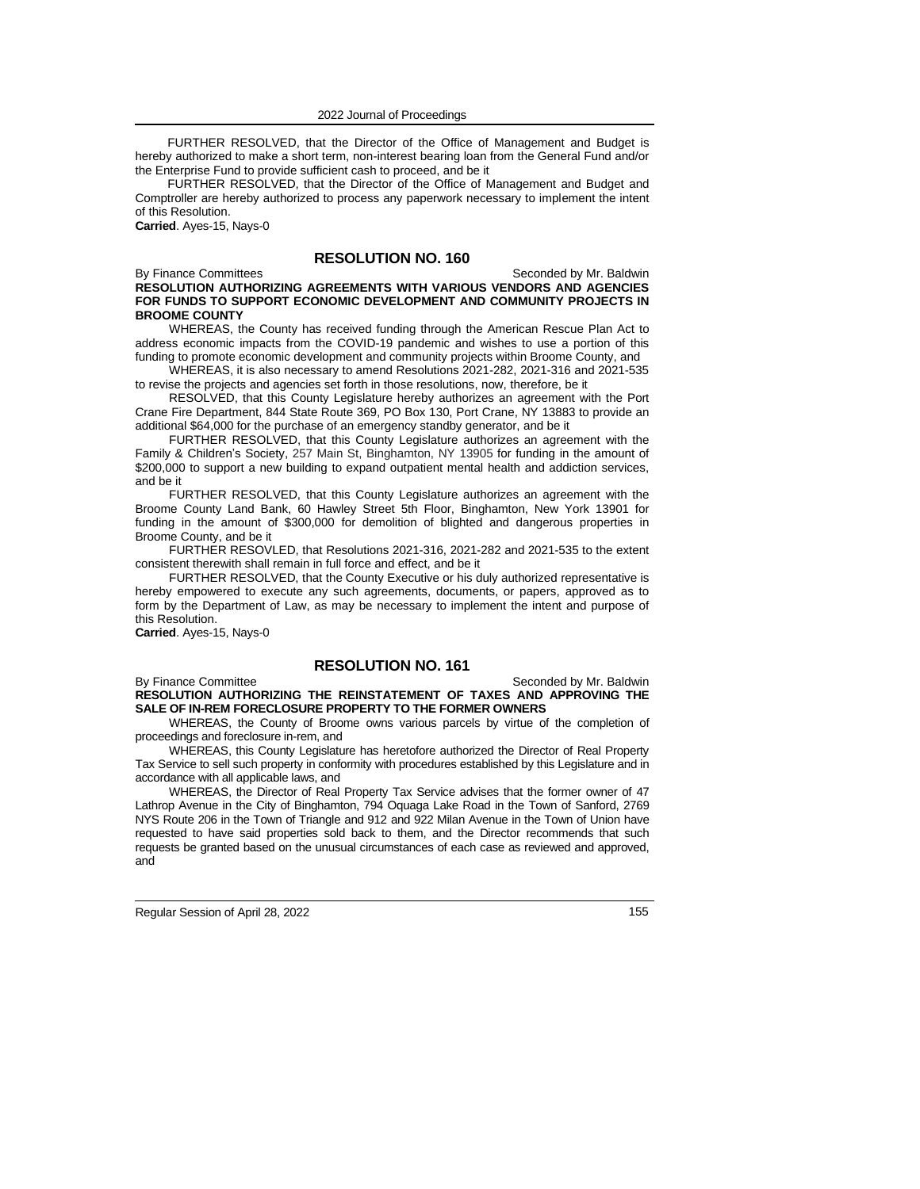FURTHER RESOLVED, that the Director of the Office of Management and Budget is hereby authorized to make a short term, non-interest bearing loan from the General Fund and/or the Enterprise Fund to provide sufficient cash to proceed, and be it

FURTHER RESOLVED, that the Director of the Office of Management and Budget and Comptroller are hereby authorized to process any paperwork necessary to implement the intent of this Resolution.

**Carried**. Ayes-15, Nays-0

## RESOLUTION NO. 160

By Finance Committees Seconded by Mr. Baldwin

**RESOLUTION AUTHORIZING AGREEMENTS WITH VARIOUS VENDORS AND AGENCIES FOR FUNDS TO SUPPORT ECONOMIC DEVELOPMENT AND COMMUNITY PROJECTS IN BROOME COUNTY**

WHEREAS, the County has received funding through the American Rescue Plan Act to address economic impacts from the COVID-19 pandemic and wishes to use a portion of this funding to promote economic development and community projects within Broome County, and

WHEREAS, it is also necessary to amend Resolutions 2021-282, 2021-316 and 2021-535 to revise the projects and agencies set forth in those resolutions, now, therefore, be it

RESOLVED, that this County Legislature hereby authorizes an agreement with the Port Crane Fire Department, 844 State Route 369, PO Box 130, Port Crane, NY 13883 to provide an additional $64,000 for the purchase of an emergency standby generator, and be it

FURTHER RESOLVED, that this County Legislature authorizes an agreement with the Family & Children's Society, 257 Main St, Binghamton, NY 13905 for funding in the amount of $200,000 to support a new building to expand outpatient mental health and addiction services, and be it

FURTHER RESOLVED, that this County Legislature authorizes an agreement with the Broome County Land Bank, 60 Hawley Street 5th Floor, Binghamton, New York 13901 for funding in the amount of $300,000 for demolition of blighted and dangerous properties in Broome County, and be it

FURTHER RESOVLED, that Resolutions 2021-316, 2021-282 and 2021-535 to the extent consistent therewith shall remain in full force and effect, and be it

FURTHER RESOLVED, that the County Executive or his duly authorized representative is hereby empowered to execute any such agreements, documents, or papers, approved as to form by the Department of Law, as may be necessary to implement the intent and purpose of this Resolution.

**Carried**. Ayes-15, Nays-0

## RESOLUTION NO. 161

By Finance Committee Seconded by Mr. Baldwin

**RESOLUTION AUTHORIZING THE REINSTATEMENT OF TAXES AND APPROVING THE SALE OF IN-REM FORECLOSURE PROPERTY TO THE FORMER OWNERS**

WHEREAS, the County of Broome owns various parcels by virtue of the completion of proceedings and foreclosure in-rem, and

WHEREAS, this County Legislature has heretofore authorized the Director of Real Property Tax Service to sell such property in conformity with procedures established by this Legislature and in accordance with all applicable laws, and

WHEREAS, the Director of Real Property Tax Service advises that the former owner of 47 Lathrop Avenue in the City of Binghamton, 794 Oquaga Lake Road in the Town of Sanford, 2769 NYS Route 206 in the Town of Triangle and 912 and 922 Milan Avenue in the Town of Union have requested to have said properties sold back to them, and the Director recommends that such requests be granted based on the unusual circumstances of each case as reviewed and approved, and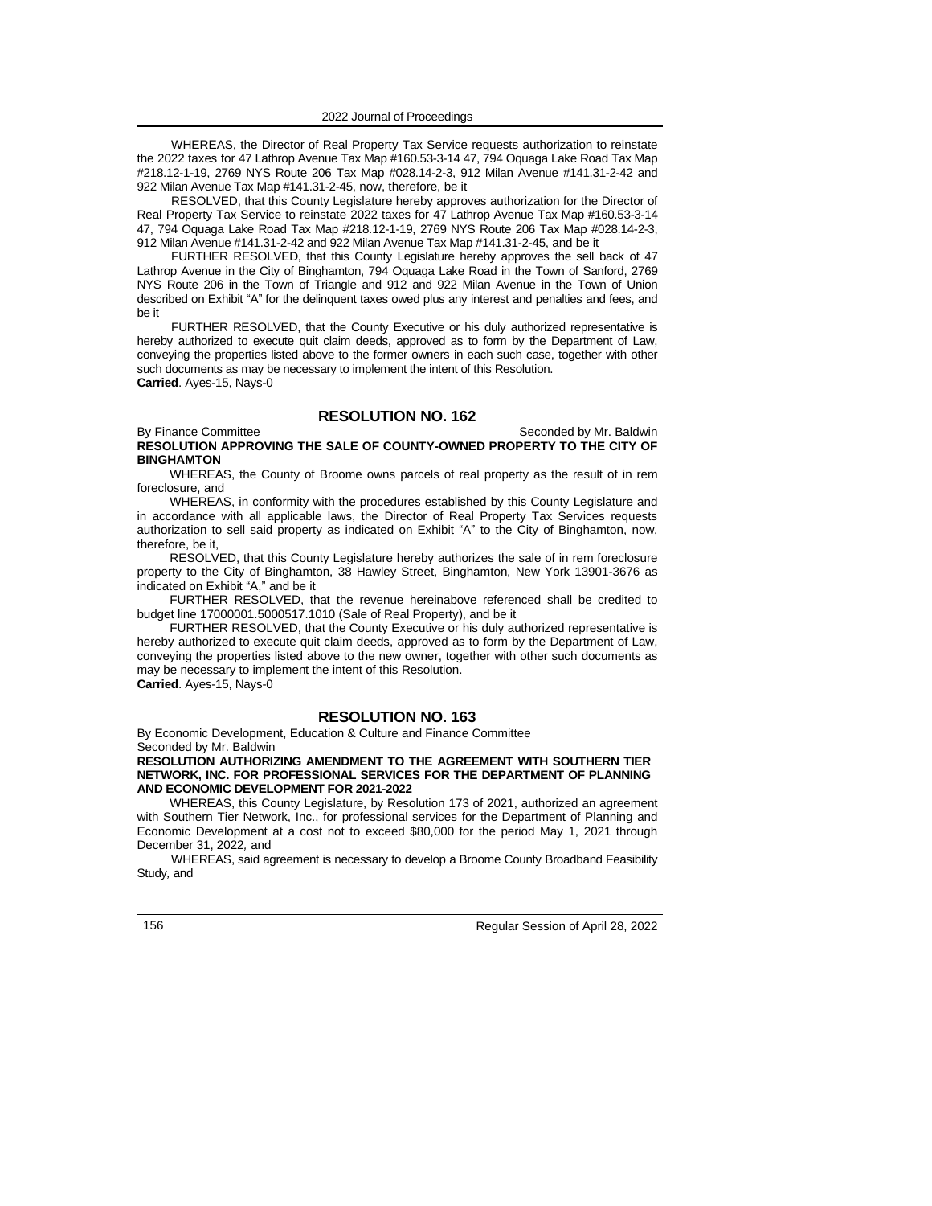WHEREAS, the Director of Real Property Tax Service requests authorization to reinstate the 2022 taxes for 47 Lathrop Avenue Tax Map #160.53-3-14 47, 794 Oquaga Lake Road Tax Map #218.12-1-19, 2769 NYS Route 206 Tax Map #028.14-2-3, 912 Milan Avenue #141.31-2-42 and 922 Milan Avenue Tax Map #141.31-2-45, now, therefore, be it

RESOLVED, that this County Legislature hereby approves authorization for the Director of Real Property Tax Service to reinstate 2022 taxes for 47 Lathrop Avenue Tax Map #160.53-3-14 47, 794 Oquaga Lake Road Tax Map #218.12-1-19, 2769 NYS Route 206 Tax Map #028.14-2-3, 912 Milan Avenue #141.31-2-42 and 922 Milan Avenue Tax Map #141.31-2-45, and be it

FURTHER RESOLVED, that this County Legislature hereby approves the sell back of 47 Lathrop Avenue in the City of Binghamton, 794 Oquaga Lake Road in the Town of Sanford, 2769 NYS Route 206 in the Town of Triangle and 912 and 922 Milan Avenue in the Town of Union described on Exhibit "A" for the delinquent taxes owed plus any interest and penalties and fees, and be it

FURTHER RESOLVED, that the County Executive or his duly authorized representative is hereby authorized to execute quit claim deeds, approved as to form by the Department of Law, conveying the properties listed above to the former owners in each such case, together with other such documents as may be necessary to implement the intent of this Resolution.

**Carried**. Ayes-15, Nays-0

## RESOLUTION NO. 162

By Finance Committee                                                  Seconded by Mr. Baldwin

**RESOLUTION APPROVING THE SALE OF COUNTY-OWNED PROPERTY TO THE CITY OF BINGHAMTON**

WHEREAS, the County of Broome owns parcels of real property as the result of in rem foreclosure, and

WHEREAS, in conformity with the procedures established by this County Legislature and in accordance with all applicable laws, the Director of Real Property Tax Services requests authorization to sell said property as indicated on Exhibit "A" to the City of Binghamton, now, therefore, be it,

RESOLVED, that this County Legislature hereby authorizes the sale of in rem foreclosure property to the City of Binghamton, 38 Hawley Street, Binghamton, New York 13901-3676 as indicated on Exhibit "A," and be it

FURTHER RESOLVED, that the revenue hereinabove referenced shall be credited to budget line 17000001.5000517.1010 (Sale of Real Property), and be it

FURTHER RESOLVED, that the County Executive or his duly authorized representative is hereby authorized to execute quit claim deeds, approved as to form by the Department of Law, conveying the properties listed above to the new owner, together with other such documents as may be necessary to implement the intent of this Resolution.

**Carried**. Ayes-15, Nays-0

## RESOLUTION NO. 163

By Economic Development, Education & Culture and Finance Committee
Seconded by Mr. Baldwin

**RESOLUTION AUTHORIZING AMENDMENT TO THE AGREEMENT WITH SOUTHERN TIER NETWORK, INC. FOR PROFESSIONAL SERVICES FOR THE DEPARTMENT OF PLANNING AND ECONOMIC DEVELOPMENT FOR 2021-2022**

WHEREAS, this County Legislature, by Resolution 173 of 2021, authorized an agreement with Southern Tier Network, Inc., for professional services for the Department of Planning and Economic Development at a cost not to exceed $80,000 for the period May 1, 2021 through December 31, 2022, and

WHEREAS, said agreement is necessary to develop a Broome County Broadband Feasibility Study, and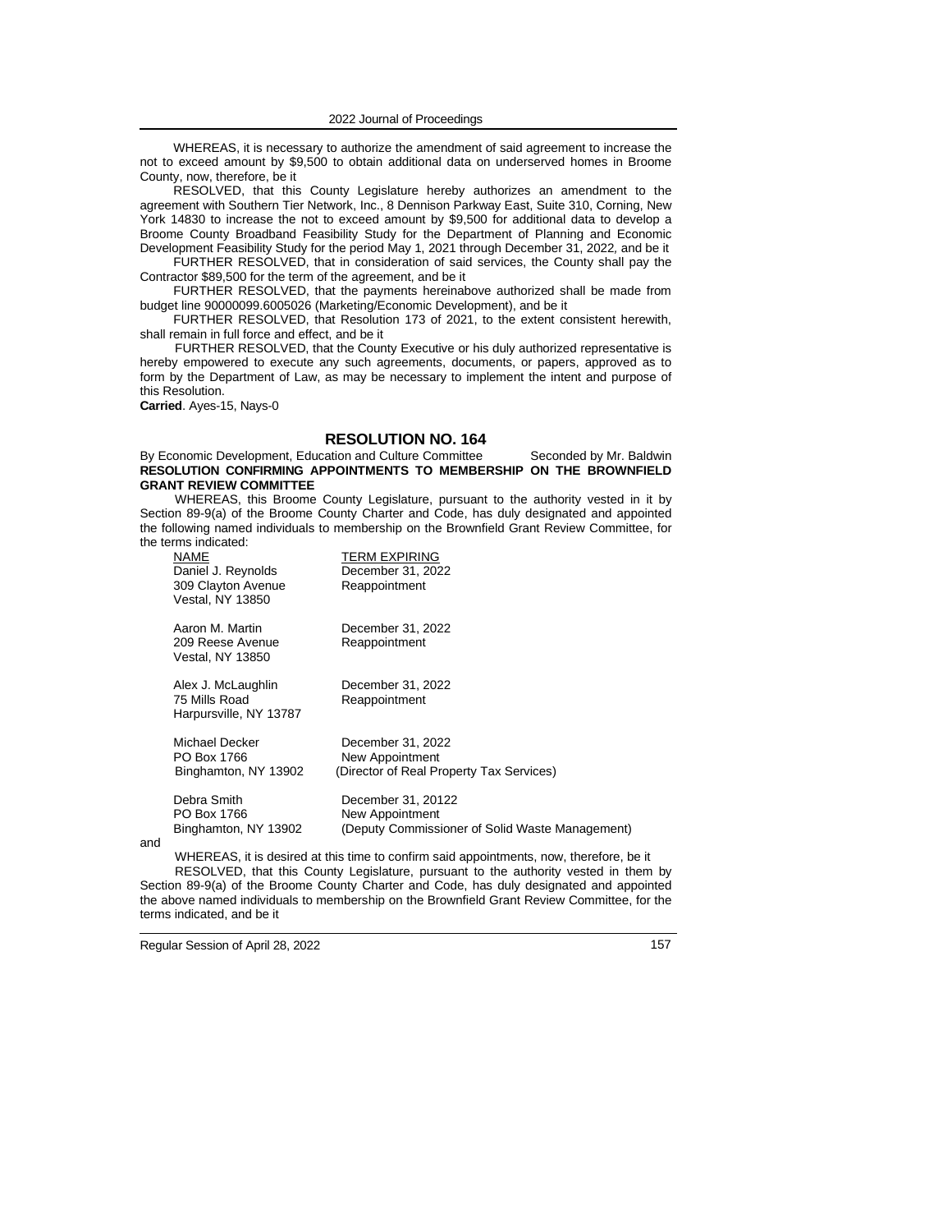WHEREAS, it is necessary to authorize the amendment of said agreement to increase the not to exceed amount by $9,500 to obtain additional data on underserved homes in Broome County, now, therefore, be it

RESOLVED, that this County Legislature hereby authorizes an amendment to the agreement with Southern Tier Network, Inc., 8 Dennison Parkway East, Suite 310, Corning, New York 14830 to increase the not to exceed amount by $9,500 for additional data to develop a Broome County Broadband Feasibility Study for the Department of Planning and Economic Development Feasibility Study for the period May 1, 2021 through December 31, 2022, and be it

FURTHER RESOLVED, that in consideration of said services, the County shall pay the Contractor $89,500 for the term of the agreement, and be it

FURTHER RESOLVED, that the payments hereinabove authorized shall be made from budget line 90000099.6005026 (Marketing/Economic Development), and be it

FURTHER RESOLVED, that Resolution 173 of 2021, to the extent consistent herewith, shall remain in full force and effect, and be it

FURTHER RESOLVED, that the County Executive or his duly authorized representative is hereby empowered to execute any such agreements, documents, or papers, approved as to form by the Department of Law, as may be necessary to implement the intent and purpose of this Resolution.

**Carried**. Ayes-15, Nays-0

## RESOLUTION NO. 164

By Economic Development, Education and Culture Committee Seconded by Mr. Baldwin

**RESOLUTION CONFIRMING APPOINTMENTS TO MEMBERSHIP ON THE BROWNFIELD GRANT REVIEW COMMITTEE**

WHEREAS, this Broome County Legislature, pursuant to the authority vested in it by Section 89-9(a) of the Broome County Charter and Code, has duly designated and appointed the following named individuals to membership on the Brownfield Grant Review Committee, for the terms indicated:

| NAME | TERM EXPIRING |
|---|---|
| Daniel J. Reynolds<br>309 Clayton Avenue<br>Vestal, NY 13850 | December 31, 2022<br>Reappointment |
| Aaron M. Martin<br>209 Reese Avenue<br>Vestal, NY 13850 | December 31, 2022<br>Reappointment |
| Alex J. McLaughlin<br>75 Mills Road<br>Harpursville, NY 13787 | December 31, 2022<br>Reappointment |
| Michael Decker<br>PO Box 1766<br>Binghamton, NY 13902 | December 31, 2022<br>New Appointment<br>(Director of Real Property Tax Services) |
| Debra Smith<br>PO Box 1766<br>Binghamton, NY 13902 | December 31, 20122<br>New Appointment<br>(Deputy Commissioner of Solid Waste Management) |

and

WHEREAS, it is desired at this time to confirm said appointments, now, therefore, be it

RESOLVED, that this County Legislature, pursuant to the authority vested in them by Section 89-9(a) of the Broome County Charter and Code, has duly designated and appointed the above named individuals to membership on the Brownfield Grant Review Committee, for the terms indicated, and be it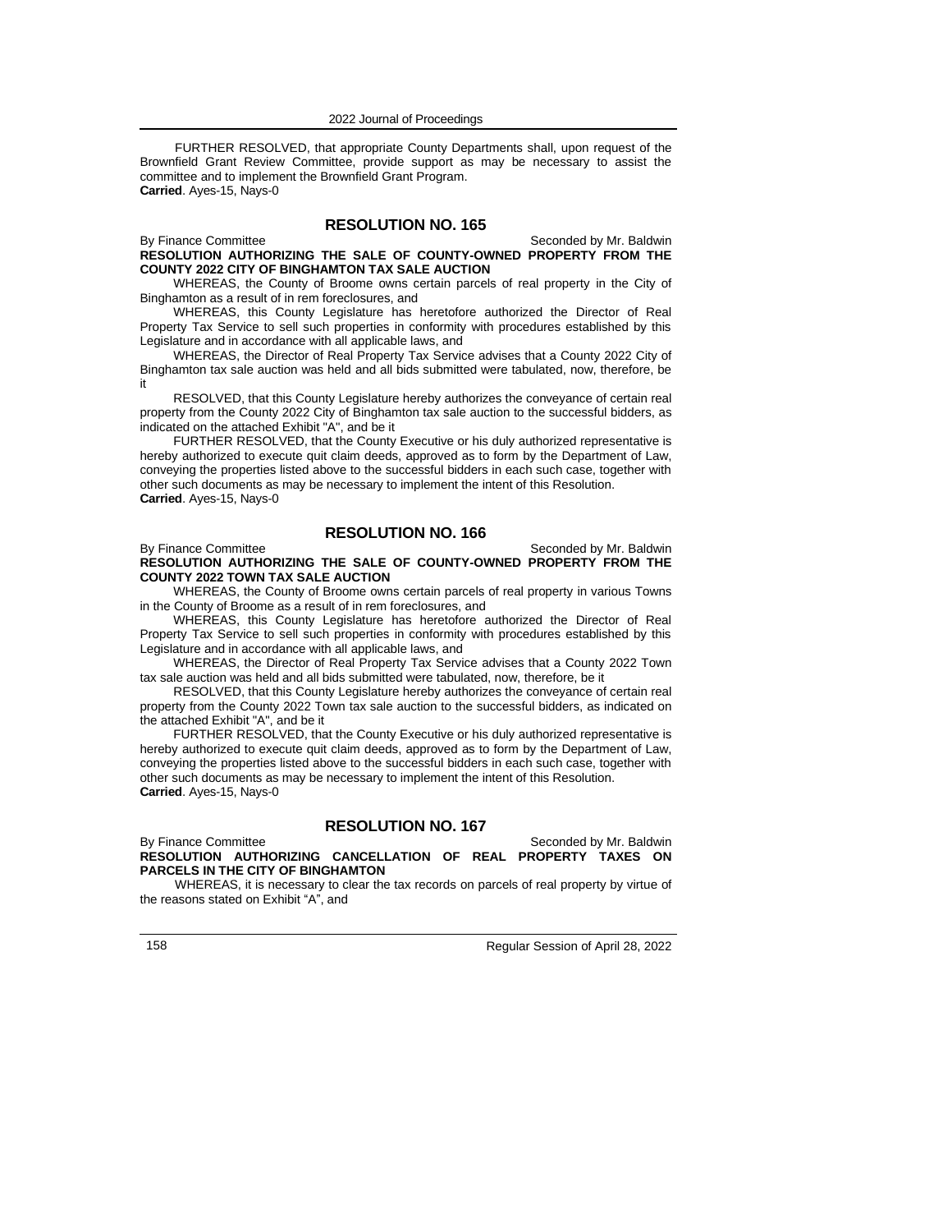FURTHER RESOLVED, that appropriate County Departments shall, upon request of the Brownfield Grant Review Committee, provide support as may be necessary to assist the committee and to implement the Brownfield Grant Program.
**Carried**. Ayes-15, Nays-0

## RESOLUTION NO. 165

By Finance Committee Seconded by Mr. Baldwin

**RESOLUTION AUTHORIZING THE SALE OF COUNTY-OWNED PROPERTY FROM THE COUNTY 2022 CITY OF BINGHAMTON TAX SALE AUCTION**

WHEREAS, the County of Broome owns certain parcels of real property in the City of Binghamton as a result of in rem foreclosures, and

WHEREAS, this County Legislature has heretofore authorized the Director of Real Property Tax Service to sell such properties in conformity with procedures established by this Legislature and in accordance with all applicable laws, and

WHEREAS, the Director of Real Property Tax Service advises that a County 2022 City of Binghamton tax sale auction was held and all bids submitted were tabulated, now, therefore, be it

RESOLVED, that this County Legislature hereby authorizes the conveyance of certain real property from the County 2022 City of Binghamton tax sale auction to the successful bidders, as indicated on the attached Exhibit "A", and be it

FURTHER RESOLVED, that the County Executive or his duly authorized representative is hereby authorized to execute quit claim deeds, approved as to form by the Department of Law, conveying the properties listed above to the successful bidders in each such case, together with other such documents as may be necessary to implement the intent of this Resolution.
**Carried**. Ayes-15, Nays-0

## RESOLUTION NO. 166

By Finance Committee Seconded by Mr. Baldwin

**RESOLUTION AUTHORIZING THE SALE OF COUNTY-OWNED PROPERTY FROM THE COUNTY 2022 TOWN TAX SALE AUCTION**

WHEREAS, the County of Broome owns certain parcels of real property in various Towns in the County of Broome as a result of in rem foreclosures, and

WHEREAS, this County Legislature has heretofore authorized the Director of Real Property Tax Service to sell such properties in conformity with procedures established by this Legislature and in accordance with all applicable laws, and

WHEREAS, the Director of Real Property Tax Service advises that a County 2022 Town tax sale auction was held and all bids submitted were tabulated, now, therefore, be it

RESOLVED, that this County Legislature hereby authorizes the conveyance of certain real property from the County 2022 Town tax sale auction to the successful bidders, as indicated on the attached Exhibit "A", and be it

FURTHER RESOLVED, that the County Executive or his duly authorized representative is hereby authorized to execute quit claim deeds, approved as to form by the Department of Law, conveying the properties listed above to the successful bidders in each such case, together with other such documents as may be necessary to implement the intent of this Resolution.
**Carried**. Ayes-15, Nays-0

## RESOLUTION NO. 167

By Finance Committee Seconded by Mr. Baldwin

**RESOLUTION AUTHORIZING CANCELLATION OF REAL PROPERTY TAXES ON PARCELS IN THE CITY OF BINGHAMTON**

WHEREAS, it is necessary to clear the tax records on parcels of real property by virtue of the reasons stated on Exhibit "A", and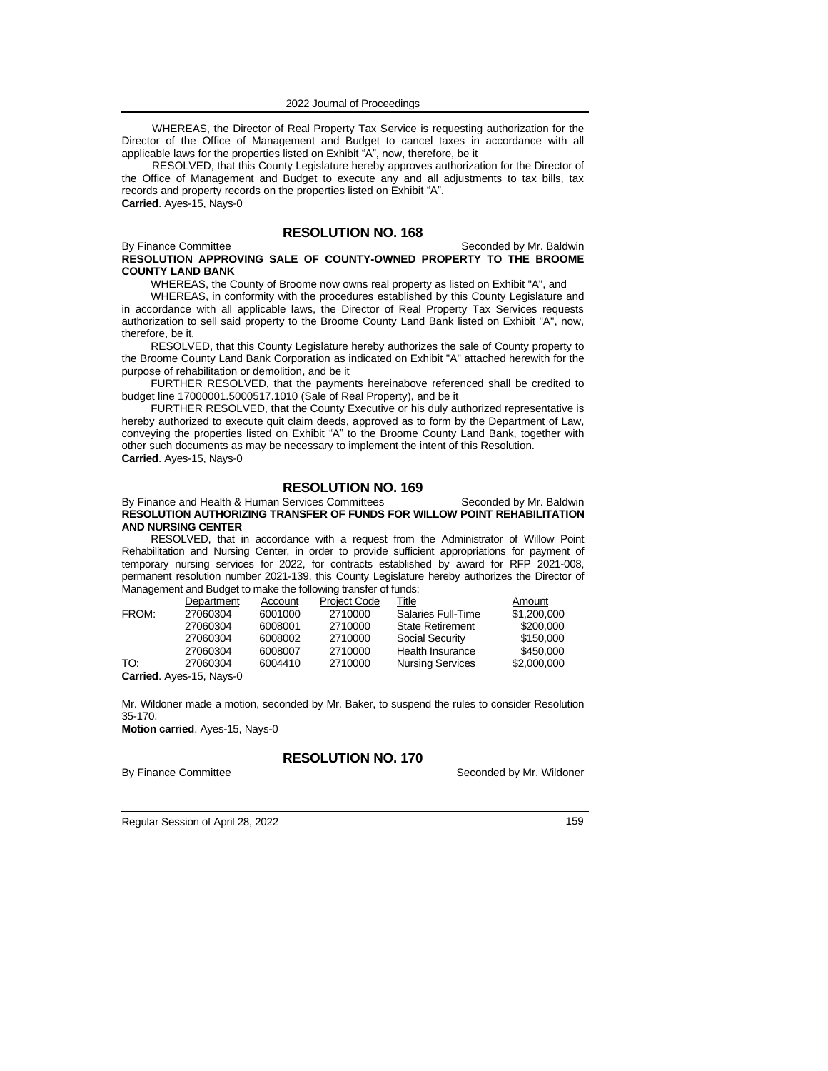WHEREAS, the Director of Real Property Tax Service is requesting authorization for the Director of the Office of Management and Budget to cancel taxes in accordance with all applicable laws for the properties listed on Exhibit "A", now, therefore, be it

RESOLVED, that this County Legislature hereby approves authorization for the Director of the Office of Management and Budget to execute any and all adjustments to tax bills, tax records and property records on the properties listed on Exhibit "A".

**Carried**. Ayes-15, Nays-0

## RESOLUTION NO. 168

By Finance Committee Seconded by Mr. Baldwin

**RESOLUTION APPROVING SALE OF COUNTY-OWNED PROPERTY TO THE BROOME COUNTY LAND BANK**

WHEREAS, the County of Broome now owns real property as listed on Exhibit "A", and

WHEREAS, in conformity with the procedures established by this County Legislature and in accordance with all applicable laws, the Director of Real Property Tax Services requests authorization to sell said property to the Broome County Land Bank listed on Exhibit "A", now, therefore, be it,

RESOLVED, that this County Legislature hereby authorizes the sale of County property to the Broome County Land Bank Corporation as indicated on Exhibit "A" attached herewith for the purpose of rehabilitation or demolition, and be it

FURTHER RESOLVED, that the payments hereinabove referenced shall be credited to budget line 17000001.5000517.1010 (Sale of Real Property), and be it

FURTHER RESOLVED, that the County Executive or his duly authorized representative is hereby authorized to execute quit claim deeds, approved as to form by the Department of Law, conveying the properties listed on Exhibit "A" to the Broome County Land Bank, together with other such documents as may be necessary to implement the intent of this Resolution.

**Carried**. Ayes-15, Nays-0

## RESOLUTION NO. 169

By Finance and Health & Human Services Committees Seconded by Mr. Baldwin

**RESOLUTION AUTHORIZING TRANSFER OF FUNDS FOR WILLOW POINT REHABILITATION AND NURSING CENTER**

RESOLVED, that in accordance with a request from the Administrator of Willow Point Rehabilitation and Nursing Center, in order to provide sufficient appropriations for payment of temporary nursing services for 2022, for contracts established by award for RFP 2021-008, permanent resolution number 2021-139, this County Legislature hereby authorizes the Director of Management and Budget to make the following transfer of funds:

| | Department | Account | Project Code | Title | Amount |
|---|---|---|---|---|---|
| FROM: | 27060304 | 6001000 | 2710000 | Salaries Full-Time | $1,200,000 |
| | 27060304 | 6008001 | 2710000 | State Retirement | $200,000 |
| | 27060304 | 6008002 | 2710000 | Social Security | $150,000 |
| | 27060304 | 6008007 | 2710000 | Health Insurance | $450,000 |
| TO: | 27060304 | 6004410 | 2710000 | Nursing Services | $2,000,000 |

**Carried**. Ayes-15, Nays-0

Mr. Wildoner made a motion, seconded by Mr. Baker, to suspend the rules to consider Resolution 35-170.

**Motion carried**. Ayes-15, Nays-0

## RESOLUTION NO. 170

By Finance Committee Seconded by Mr. Wildoner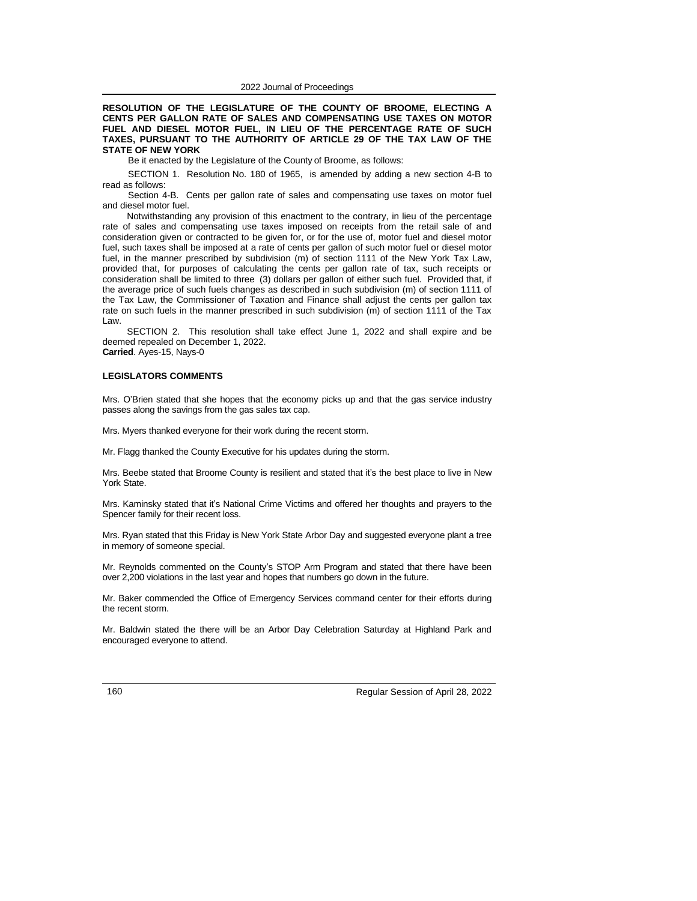**RESOLUTION OF THE LEGISLATURE OF THE COUNTY OF BROOME, ELECTING A CENTS PER GALLON RATE OF SALES AND COMPENSATING USE TAXES ON MOTOR FUEL AND DIESEL MOTOR FUEL, IN LIEU OF THE PERCENTAGE RATE OF SUCH TAXES, PURSUANT TO THE AUTHORITY OF ARTICLE 29 OF THE TAX LAW OF THE STATE OF NEW YORK**

Be it enacted by the Legislature of the County of Broome, as follows:

SECTION 1. Resolution No. 180 of 1965, is amended by adding a new section 4-B to read as follows:

Section 4-B. Cents per gallon rate of sales and compensating use taxes on motor fuel and diesel motor fuel.

Notwithstanding any provision of this enactment to the contrary, in lieu of the percentage rate of sales and compensating use taxes imposed on receipts from the retail sale of and consideration given or contracted to be given for, or for the use of, motor fuel and diesel motor fuel, such taxes shall be imposed at a rate of cents per gallon of such motor fuel or diesel motor fuel, in the manner prescribed by subdivision (m) of section 1111 of the New York Tax Law, provided that, for purposes of calculating the cents per gallon rate of tax, such receipts or consideration shall be limited to three (3) dollars per gallon of either such fuel. Provided that, if the average price of such fuels changes as described in such subdivision (m) of section 1111 of the Tax Law, the Commissioner of Taxation and Finance shall adjust the cents per gallon tax rate on such fuels in the manner prescribed in such subdivision (m) of section 1111 of the Tax Law.

SECTION 2. This resolution shall take effect June 1, 2022 and shall expire and be deemed repealed on December 1, 2022.

**Carried**. Ayes-15, Nays-0

**LEGISLATORS COMMENTS**

Mrs. O'Brien stated that she hopes that the economy picks up and that the gas service industry passes along the savings from the gas sales tax cap.

Mrs. Myers thanked everyone for their work during the recent storm.

Mr. Flagg thanked the County Executive for his updates during the storm.

Mrs. Beebe stated that Broome County is resilient and stated that it's the best place to live in New York State.

Mrs. Kaminsky stated that it's National Crime Victims and offered her thoughts and prayers to the Spencer family for their recent loss.

Mrs. Ryan stated that this Friday is New York State Arbor Day and suggested everyone plant a tree in memory of someone special.

Mr. Reynolds commented on the County's STOP Arm Program and stated that there have been over 2,200 violations in the last year and hopes that numbers go down in the future.

Mr. Baker commended the Office of Emergency Services command center for their efforts during the recent storm.

Mr. Baldwin stated the there will be an Arbor Day Celebration Saturday at Highland Park and encouraged everyone to attend.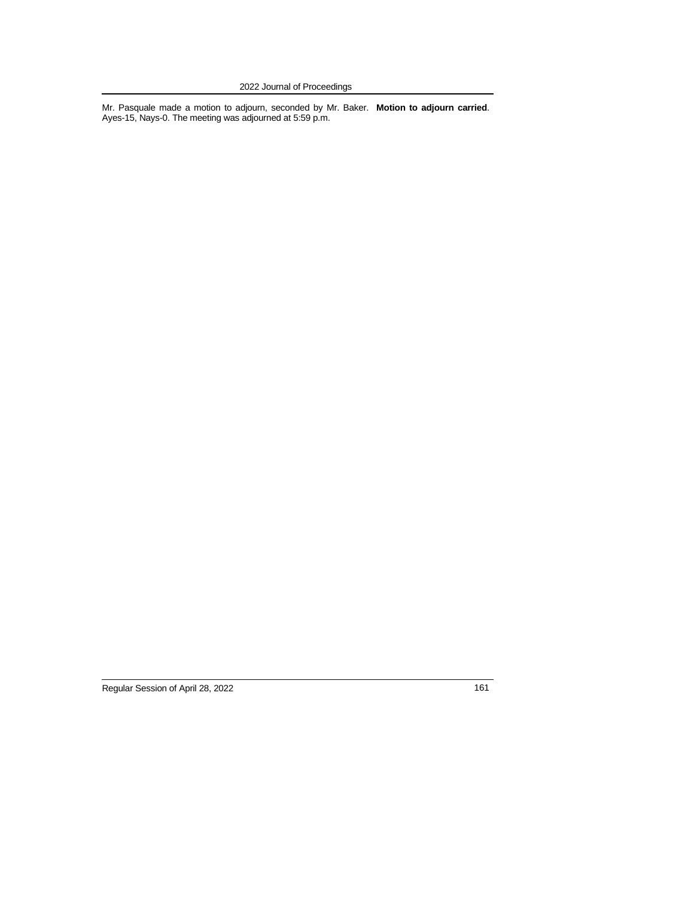Mr. Pasquale made a motion to adjourn, seconded by Mr. Baker. **Motion to adjourn carried**. Ayes-15, Nays-0. The meeting was adjourned at 5:59 p.m.